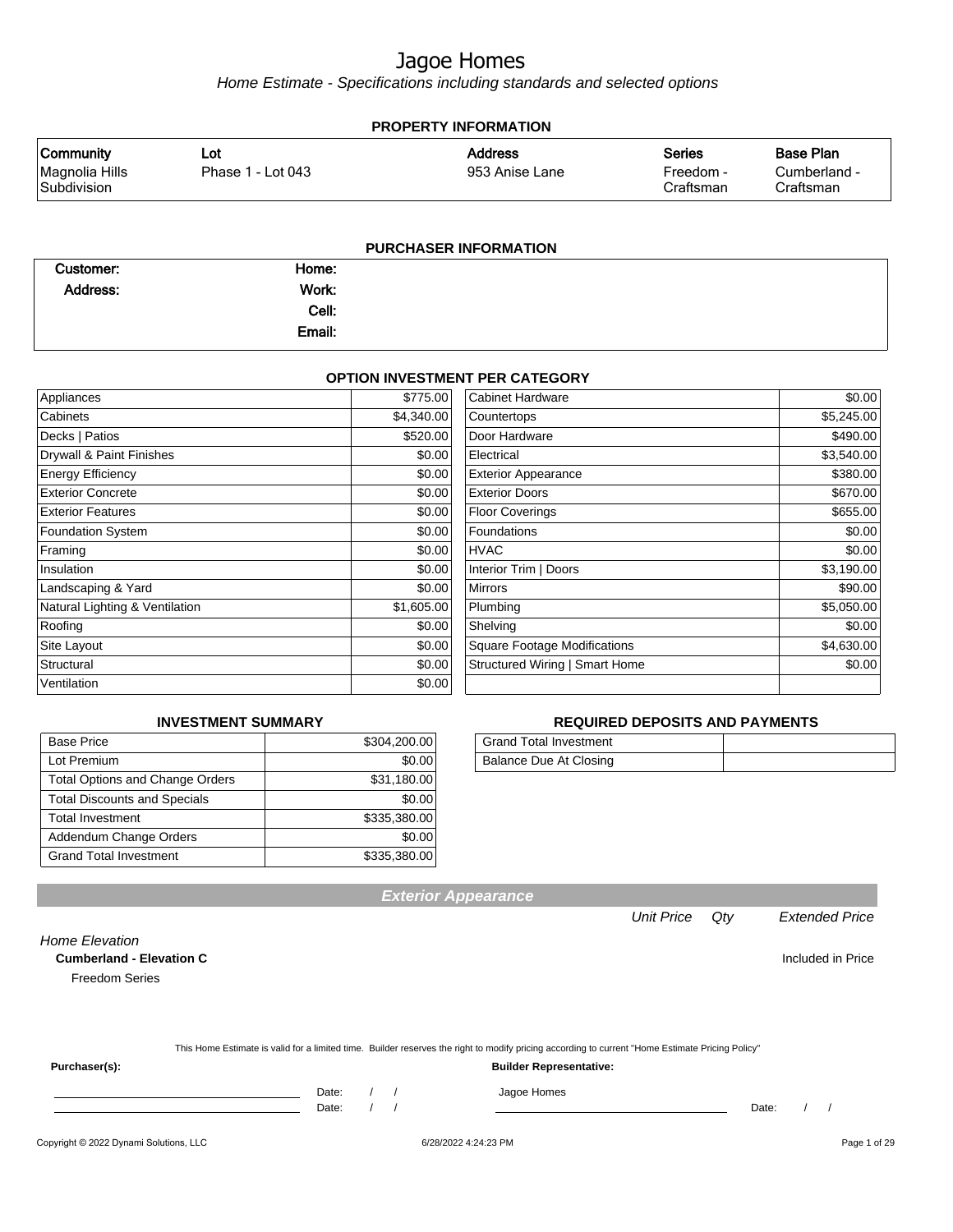# Jagoe Homes

*Home Estimate - Specifications including standards and selected options*

## PROPERTY INFORMATION

| Community | Lot | Address | Series | Base Plan |
|---|---|---|---|---|
| Magnolia Hills Subdivision | Phase 1 - Lot 043 | 953 Anise Lane | Freedom - Craftsman | Cumberland - Craftsman |

## PURCHASER INFORMATION

| | | |
|---|---|---|
| **Customer:** | **Home:** | |
| **Address:** | **Work:** | |
| | **Cell:** | |
| | **Email:** | |

## OPTION INVESTMENT PER CATEGORY

| Category | Amount | Category | Amount |
|---|---|---|---|
| Appliances | $775.00 | Cabinet Hardware | $0.00 |
| Cabinets | $4,340.00 | Countertops | $5,245.00 |
| Decks \| Patios | $520.00 | Door Hardware | $490.00 |
| Drywall & Paint Finishes | $0.00 | Electrical | $3,540.00 |
| Energy Efficiency | $0.00 | Exterior Appearance | $380.00 |
| Exterior Concrete | $0.00 | Exterior Doors | $670.00 |
| Exterior Features | $0.00 | Floor Coverings | $655.00 |
| Foundation System | $0.00 | Foundations | $0.00 |
| Framing | $0.00 | HVAC | $0.00 |
| Insulation | $0.00 | Interior Trim \| Doors | $3,190.00 |
| Landscaping & Yard | $0.00 | Mirrors | $90.00 |
| Natural Lighting & Ventilation | $1,605.00 | Plumbing | $5,050.00 |
| Roofing | $0.00 | Shelving | $0.00 |
| Site Layout | $0.00 | Square Footage Modifications | $4,630.00 |
| Structural | $0.00 | Structured Wiring \| Smart Home | $0.00 |
| Ventilation | $0.00 | | |

## INVESTMENT SUMMARY

| | |
|---|---|
| Base Price | $304,200.00 |
| Lot Premium | $0.00 |
| Total Options and Change Orders | $31,180.00 |
| Total Discounts and Specials | $0.00 |
| Total Investment | $335,380.00 |
| Addendum Change Orders | $0.00 |
| Grand Total Investment | $335,380.00 |

## REQUIRED DEPOSITS AND PAYMENTS

| | |
|---|---|
| Grand Total Investment | |
| Balance Due At Closing | |

## Exterior Appearance

| | Unit Price | Qty | Extended Price |
|---|---|---|---|
| *Home Elevation* | | | |
| **Cumberland - Elevation C** | | | Included in Price |
| Freedom Series | | | |

This Home Estimate is valid for a limited time. Builder reserves the right to modify pricing according to current "Home Estimate Pricing Policy"

**Purchaser(s):**

Date: / /

Date: / /

**Builder Representative:**

Jagoe Homes

Date: / /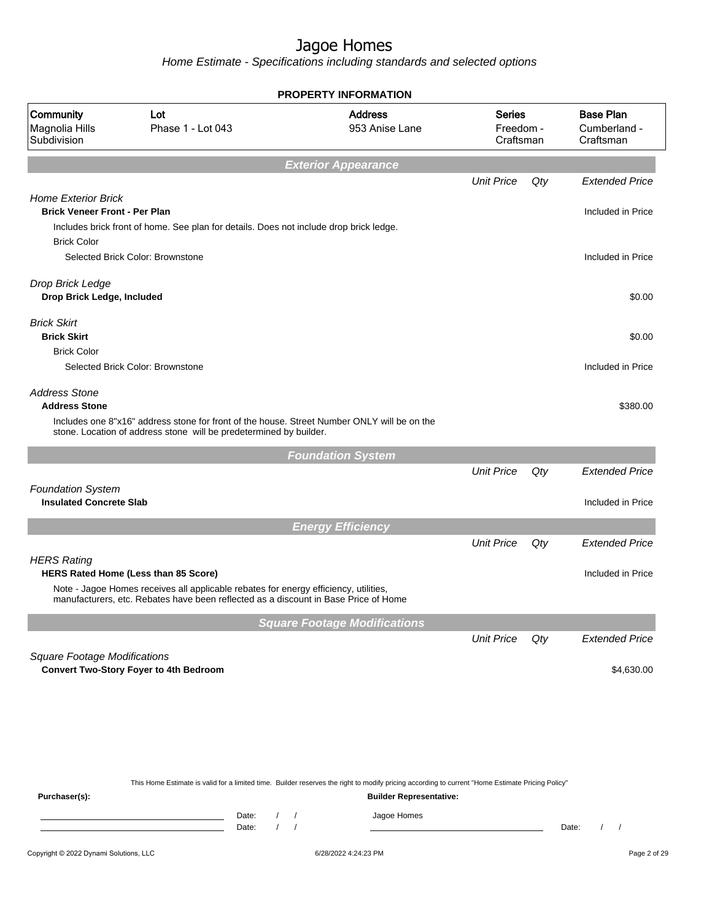# Jagoe Homes

*Home Estimate - Specifications including standards and selected options*

## PROPERTY INFORMATION

| Community | Lot | Address | Series | Base Plan |
|---|---|---|---|---|
| Magnolia Hills Subdivision | Phase 1 - Lot 043 | 953 Anise Lane | Freedom - Craftsman | Cumberland - Craftsman |

## Exterior Appearance

| | Unit Price | Qty | Extended Price |
|---|---|---|---|
| *Home Exterior Brick* | | | |
| **Brick Veneer Front - Per Plan** | | | Included in Price |
| Includes brick front of home. See plan for details. Does not include drop brick ledge. | | | |
| Brick Color | | | |
| Selected Brick Color: Brownstone | | | Included in Price |
| *Drop Brick Ledge* | | | |
| **Drop Brick Ledge, Included** | | | $0.00 |
| *Brick Skirt* | | | |
| **Brick Skirt** | | | $0.00 |
| Brick Color | | | |
| Selected Brick Color: Brownstone | | | Included in Price |
| *Address Stone* | | | |
| **Address Stone** | | | $380.00 |
| Includes one 8"x16" address stone for front of the house. Street Number ONLY will be on the stone. Location of address stone will be predetermined by builder. | | | |

## Foundation System

| | Unit Price | Qty | Extended Price |
|---|---|---|---|
| *Foundation System* | | | |
| **Insulated Concrete Slab** | | | Included in Price |

## Energy Efficiency

| | Unit Price | Qty | Extended Price |
|---|---|---|---|
| *HERS Rating* | | | |
| **HERS Rated Home (Less than 85 Score)** | | | Included in Price |
| Note - Jagoe Homes receives all applicable rebates for energy efficiency, utilities, manufacturers, etc. Rebates have been reflected as a discount in Base Price of Home | | | |

## Square Footage Modifications

| | Unit Price | Qty | Extended Price |
|---|---|---|---|
| *Square Footage Modifications* | | | |
| **Convert Two-Story Foyer to 4th Bedroom** | | | $4,630.00 |

This Home Estimate is valid for a limited time. Builder reserves the right to modify pricing according to current "Home Estimate Pricing Policy"

**Purchaser(s):** Date: / / Date: / /

**Builder Representative:** Jagoe Homes Date: / /

Copyright © 2022 Dynami Solutions, LLC 6/28/2022 4:24:23 PM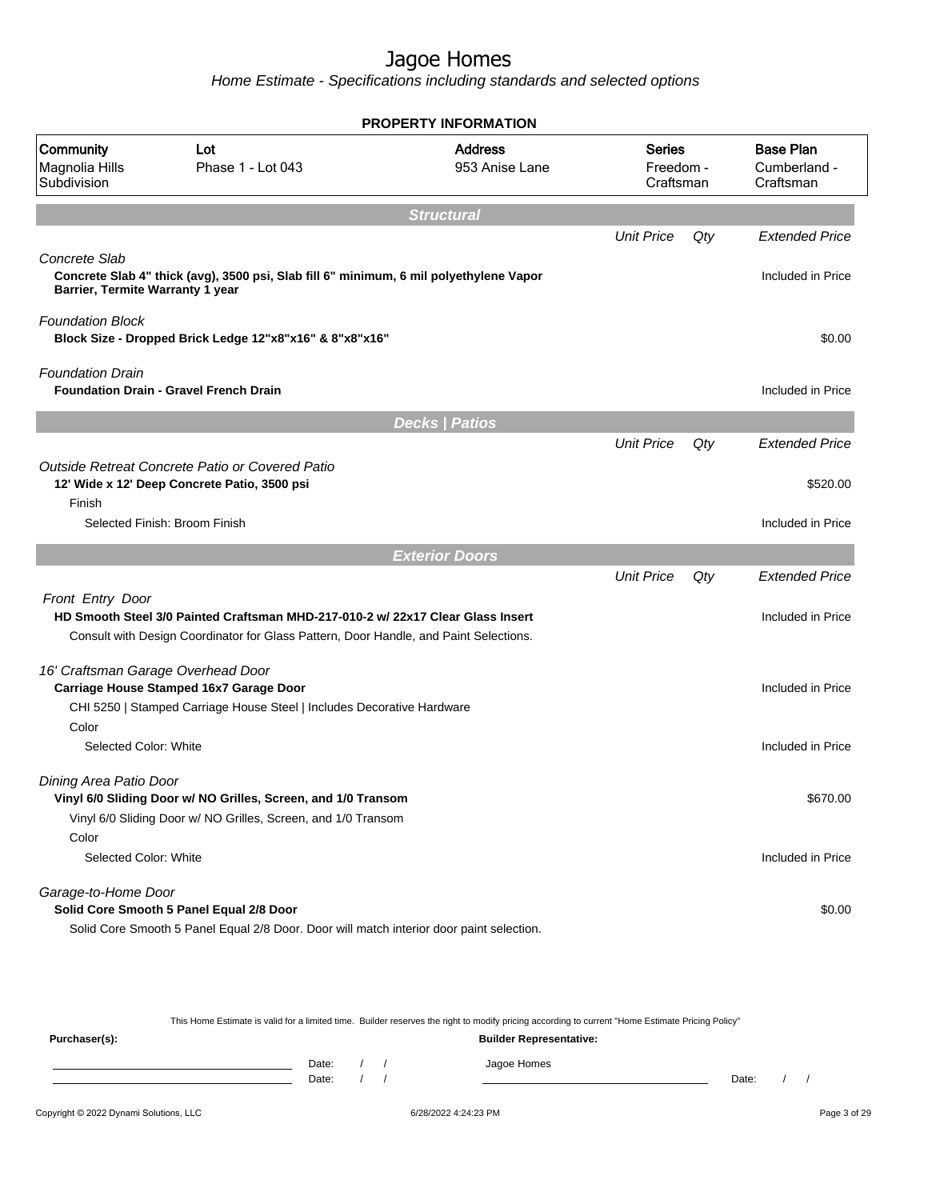# Jagoe Homes

*Home Estimate - Specifications including standards and selected options*

## PROPERTY INFORMATION

| Community | Lot | Address | Series | Base Plan |
|---|---|---|---|---|
| Magnolia Hills Subdivision | Phase 1 - Lot 043 | 953 Anise Lane | Freedom - Craftsman | Cumberland - Craftsman |

## Structural

| | Unit Price | Qty | Extended Price |
|---|---|---|---|
| *Concrete Slab* | | | |
| **Concrete Slab 4" thick (avg), 3500 psi, Slab fill 6" minimum, 6 mil polyethylene Vapor Barrier, Termite Warranty 1 year** | | | Included in Price |
| *Foundation Block* | | | |
| **Block Size - Dropped Brick Ledge 12"x8"x16" & 8"x8"x16"** | | | $0.00 |
| *Foundation Drain* | | | |
| **Foundation Drain - Gravel French Drain** | | | Included in Price |

## Decks | Patios

| | Unit Price | Qty | Extended Price |
|---|---|---|---|
| *Outside Retreat Concrete Patio or Covered Patio* | | | |
| **12' Wide x 12' Deep Concrete Patio, 3500 psi** | | | $520.00 |
| Finish | | | |
| Selected Finish: Broom Finish | | | Included in Price |

## Exterior Doors

| | Unit Price | Qty | Extended Price |
|---|---|---|---|
| *Front Entry Door* | | | |
| **HD Smooth Steel 3/0 Painted Craftsman MHD-217-010-2 w/ 22x17 Clear Glass Insert** | | | Included in Price |
| Consult with Design Coordinator for Glass Pattern, Door Handle, and Paint Selections. | | | |
| *16' Craftsman Garage Overhead Door* | | | |
| **Carriage House Stamped 16x7 Garage Door** | | | Included in Price |
| CHI 5250 \| Stamped Carriage House Steel \| Includes Decorative Hardware | | | |
| Color | | | |
| Selected Color: White | | | Included in Price |
| *Dining Area Patio Door* | | | |
| **Vinyl 6/0 Sliding Door w/ NO Grilles, Screen, and 1/0 Transom** | | | $670.00 |
| Vinyl 6/0 Sliding Door w/ NO Grilles, Screen, and 1/0 Transom | | | |
| Color | | | |
| Selected Color: White | | | Included in Price |
| *Garage-to-Home Door* | | | |
| **Solid Core Smooth 5 Panel Equal 2/8 Door** | | | $0.00 |
| Solid Core Smooth 5 Panel Equal 2/8 Door. Door will match interior door paint selection. | | | |

This Home Estimate is valid for a limited time. Builder reserves the right to modify pricing according to current "Home Estimate Pricing Policy"

**Purchaser(s):** Date: / / Date: / /

**Builder Representative:** Jagoe Homes Date: / /

Copyright © 2022 Dynami Solutions, LLC 6/28/2022 4:24:23 PM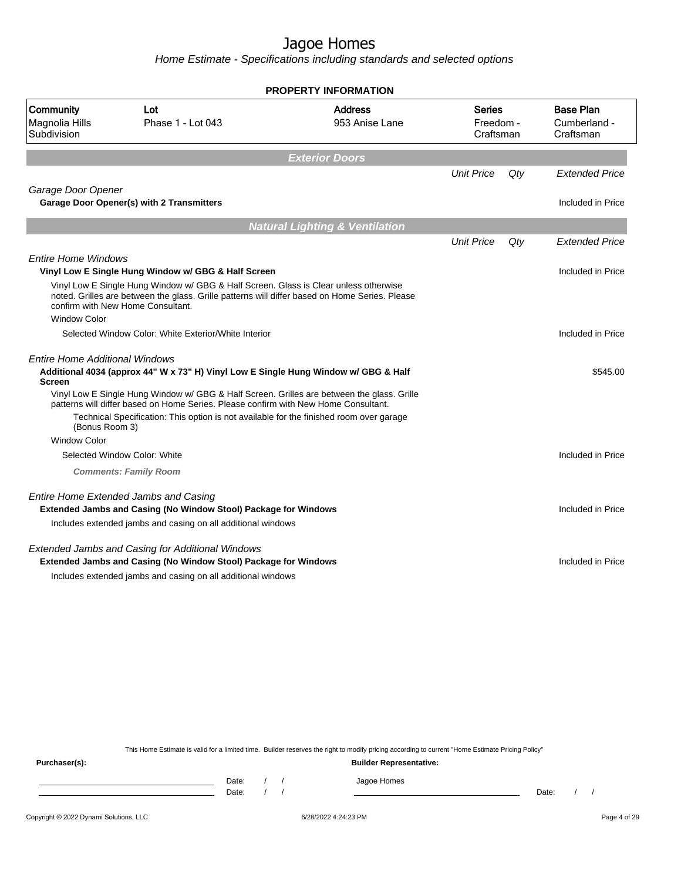# Jagoe Homes

*Home Estimate - Specifications including standards and selected options*

**PROPERTY INFORMATION**

| Community | Lot | Address | Series | Base Plan |
|---|---|---|---|---|
| Magnolia Hills Subdivision | Phase 1 - Lot 043 | 953 Anise Lane | Freedom - Craftsman | Cumberland - Craftsman |

## *Exterior Doors*

| | Unit Price | Qty | Extended Price |
|---|---|---|---|
| *Garage Door Opener* | | | |
| **Garage Door Opener(s) with 2 Transmitters** | | | Included in Price |

## *Natural Lighting & Ventilation*

| | Unit Price | Qty | Extended Price |
|---|---|---|---|
| *Entire Home Windows* | | | |
| **Vinyl Low E Single Hung Window w/ GBG & Half Screen** | | | Included in Price |
| Vinyl Low E Single Hung Window w/ GBG & Half Screen. Glass is Clear unless otherwise noted. Grilles are between the glass. Grille patterns will differ based on Home Series. Please confirm with New Home Consultant. | | | |
| Window Color | | | |
| Selected Window Color: White Exterior/White Interior | | | Included in Price |
| *Entire Home Additional Windows* | | | |
| **Additional 4034 (approx 44" W x 73" H) Vinyl Low E Single Hung Window w/ GBG & Half Screen** | | | $545.00 |
| Vinyl Low E Single Hung Window w/ GBG & Half Screen. Grilles are between the glass. Grille patterns will differ based on Home Series. Please confirm with New Home Consultant. | | | |
| Technical Specification: This option is not available for the finished room over garage (Bonus Room 3) | | | |
| Window Color | | | |
| Selected Window Color: White | | | Included in Price |
| ***Comments: Family Room*** | | | |
| *Entire Home Extended Jambs and Casing* | | | |
| **Extended Jambs and Casing (No Window Stool) Package for Windows** | | | Included in Price |
| Includes extended jambs and casing on all additional windows | | | |
| *Extended Jambs and Casing for Additional Windows* | | | |
| **Extended Jambs and Casing (No Window Stool) Package for Windows** | | | Included in Price |
| Includes extended jambs and casing on all additional windows | | | |

This Home Estimate is valid for a limited time. Builder reserves the right to modify pricing according to current "Home Estimate Pricing Policy"

**Purchaser(s):**

Date: / /

Date: / /

**Builder Representative:**

Jagoe Homes

Date: / /

Copyright © 2022 Dynami Solutions, LLC — 6/28/2022 4:24:23 PM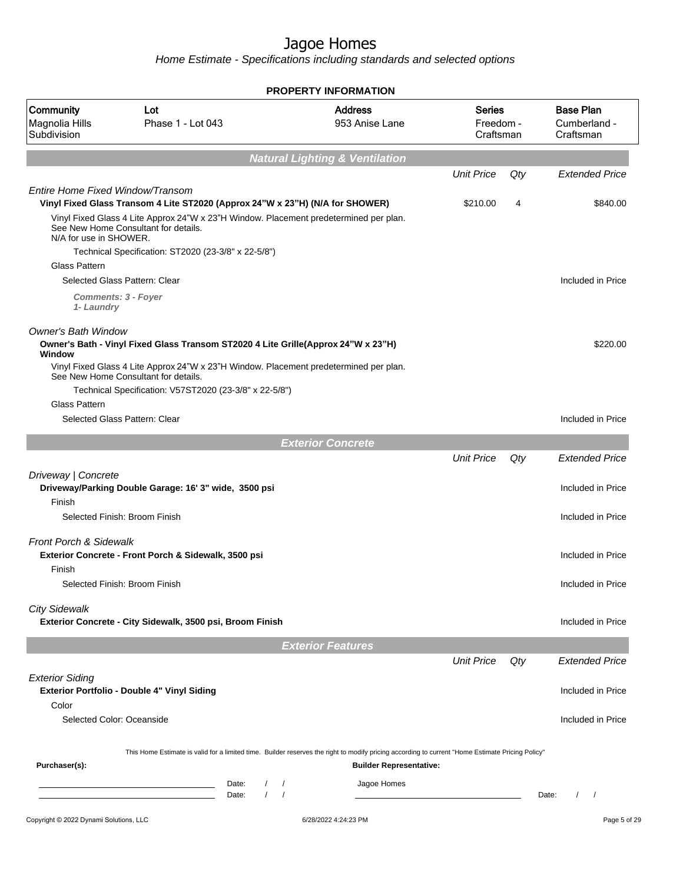# Jagoe Homes

*Home Estimate - Specifications including standards and selected options*

**PROPERTY INFORMATION**

| Community | Lot | Address | Series | Base Plan |
|---|---|---|---|---|
| Magnolia Hills Subdivision | Phase 1 - Lot 043 | 953 Anise Lane | Freedom - Craftsman | Cumberland - Craftsman |

## Natural Lighting & Ventilation

| | Unit Price | Qty | Extended Price |
|---|---|---|---|
| *Entire Home Fixed Window/Transom* | | | |
| **Vinyl Fixed Glass Transom 4 Lite ST2020 (Approx 24"W x 23"H) (N/A for SHOWER)** | $210.00 | 4 | $840.00 |
| Vinyl Fixed Glass 4 Lite Approx 24"W x 23"H Window. Placement predetermined per plan. See New Home Consultant for details. N/A for use in SHOWER. | | | |
| Technical Specification: ST2020 (23-3/8" x 22-5/8") | | | |
| Glass Pattern | | | |
| Selected Glass Pattern: Clear | | | Included in Price |
| ***Comments: 3 - Foyer 1- Laundry*** | | | |
| *Owner's Bath Window* | | | |
| **Owner's Bath - Vinyl Fixed Glass Transom ST2020 4 Lite Grille(Approx 24"W x 23"H) Window** | | | $220.00 |
| Vinyl Fixed Glass 4 Lite Approx 24"W x 23"H Window. Placement predetermined per plan. See New Home Consultant for details. | | | |
| Technical Specification: V57ST2020 (23-3/8" x 22-5/8") | | | |
| Glass Pattern | | | |
| Selected Glass Pattern: Clear | | | Included in Price |

## Exterior Concrete

| | Unit Price | Qty | Extended Price |
|---|---|---|---|
| *Driveway \| Concrete* | | | |
| **Driveway/Parking Double Garage: 16' 3" wide, 3500 psi** | | | Included in Price |
| Finish | | | |
| Selected Finish: Broom Finish | | | Included in Price |
| *Front Porch & Sidewalk* | | | |
| **Exterior Concrete - Front Porch & Sidewalk, 3500 psi** | | | Included in Price |
| Finish | | | |
| Selected Finish: Broom Finish | | | Included in Price |
| *City Sidewalk* | | | |
| **Exterior Concrete - City Sidewalk, 3500 psi, Broom Finish** | | | Included in Price |

## Exterior Features

| | Unit Price | Qty | Extended Price |
|---|---|---|---|
| *Exterior Siding* | | | |
| **Exterior Portfolio - Double 4" Vinyl Siding** | | | Included in Price |
| Color | | | |
| Selected Color: Oceanside | | | Included in Price |

This Home Estimate is valid for a limited time. Builder reserves the right to modify pricing according to current "Home Estimate Pricing Policy"

**Purchaser(s):** ______________________ Date: / /
______________________ Date: / /

**Builder Representative:** Jagoe Homes
______________________ Date: / /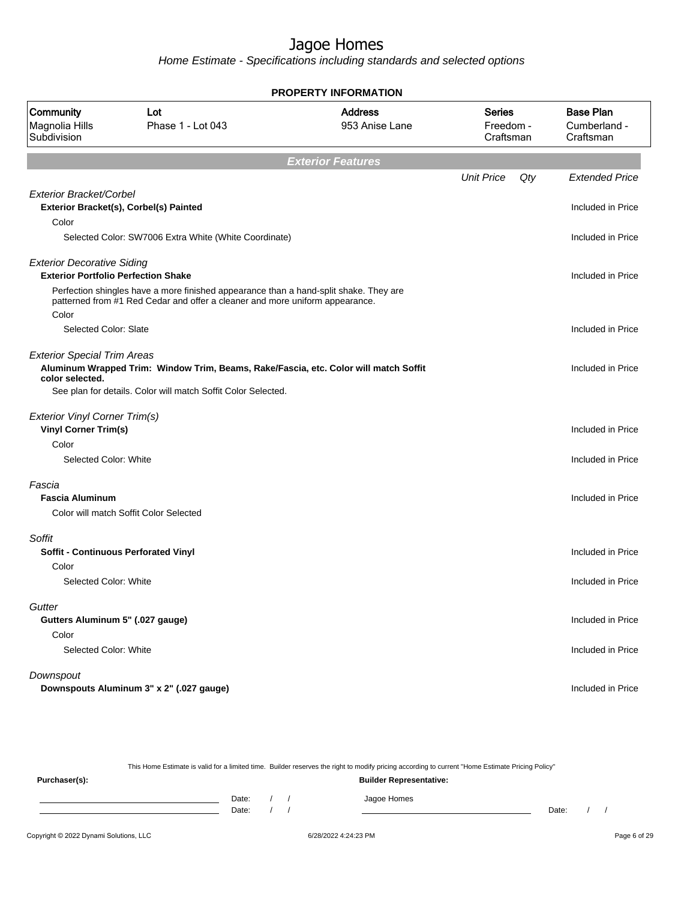# Jagoe Homes

*Home Estimate - Specifications including standards and selected options*

**PROPERTY INFORMATION**

| Community | Lot | Address | Series | Base Plan |
|---|---|---|---|---|
| Magnolia Hills Subdivision | Phase 1 - Lot 043 | 953 Anise Lane | Freedom - Craftsman | Cumberland - Craftsman |

## Exterior Features

| | Unit Price | Qty | Extended Price |
|---|---|---|---|
| *Exterior Bracket/Corbel* | | | |
| **Exterior Bracket(s), Corbel(s) Painted** | | | Included in Price |
| Color | | | |
| Selected Color: SW7006 Extra White (White Coordinate) | | | Included in Price |
| *Exterior Decorative Siding* | | | |
| **Exterior Portfolio Perfection Shake** | | | Included in Price |
| Perfection shingles have a more finished appearance than a hand-split shake. They are patterned from #1 Red Cedar and offer a cleaner and more uniform appearance. | | | |
| Color | | | |
| Selected Color: Slate | | | Included in Price |
| *Exterior Special Trim Areas* | | | |
| **Aluminum Wrapped Trim: Window Trim, Beams, Rake/Fascia, etc. Color will match Soffit color selected.** | | | Included in Price |
| See plan for details. Color will match Soffit Color Selected. | | | |
| *Exterior Vinyl Corner Trim(s)* | | | |
| **Vinyl Corner Trim(s)** | | | Included in Price |
| Color | | | |
| Selected Color: White | | | Included in Price |
| *Fascia* | | | |
| **Fascia Aluminum** | | | Included in Price |
| Color will match Soffit Color Selected | | | |
| *Soffit* | | | |
| **Soffit - Continuous Perforated Vinyl** | | | Included in Price |
| Color | | | |
| Selected Color: White | | | Included in Price |
| *Gutter* | | | |
| **Gutters Aluminum 5" (.027 gauge)** | | | Included in Price |
| Color | | | |
| Selected Color: White | | | Included in Price |
| *Downspout* | | | |
| **Downspouts Aluminum 3" x 2" (.027 gauge)** | | | Included in Price |

This Home Estimate is valid for a limited time. Builder reserves the right to modify pricing according to current "Home Estimate Pricing Policy"

**Purchaser(s):** Date: / / Date: / /

**Builder Representative:** Jagoe Homes Date: / /

Copyright © 2022 Dynami Solutions, LLC 6/28/2022 4:24:23 PM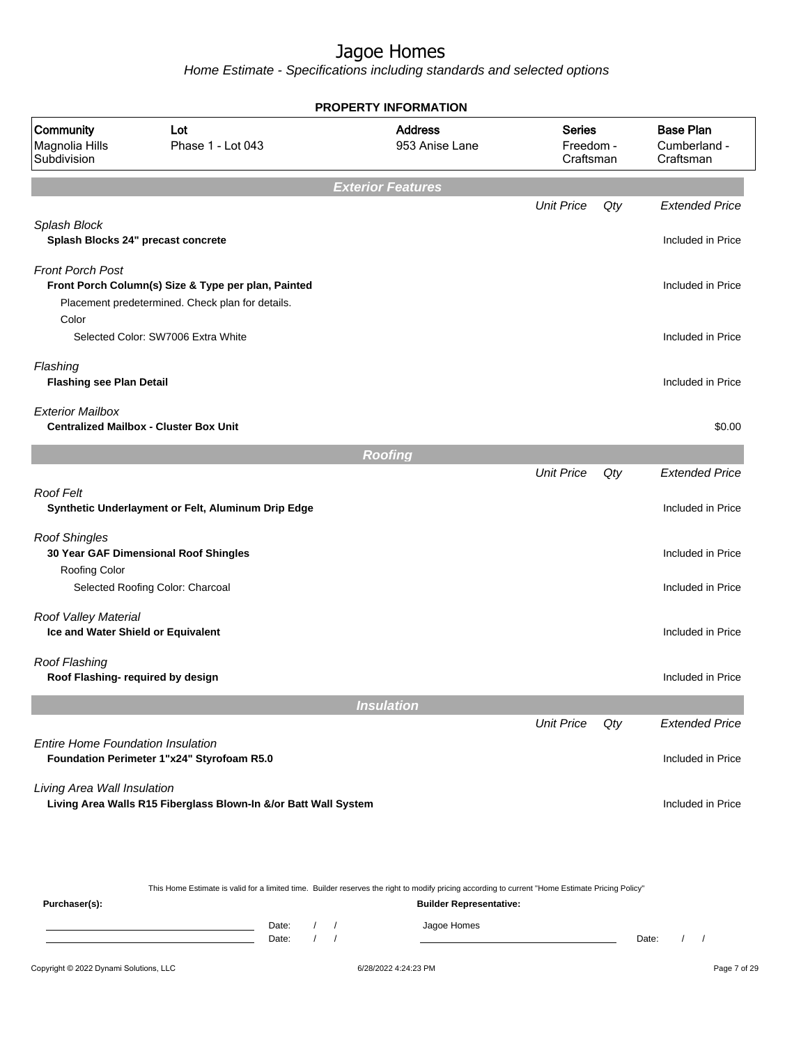# Jagoe Homes

*Home Estimate - Specifications including standards and selected options*

**PROPERTY INFORMATION**

| Community | Lot | Address | Series | Base Plan |
|---|---|---|---|---|
| Magnolia Hills Subdivision | Phase 1 - Lot 043 | 953 Anise Lane | Freedom - Craftsman | Cumberland - Craftsman |

## Exterior Features

| | Unit Price | Qty | Extended Price |
|---|---|---|---|
| *Splash Block* | | | |
| **Splash Blocks 24" precast concrete** | | | Included in Price |
| *Front Porch Post* | | | |
| **Front Porch Column(s) Size & Type per plan, Painted** | | | Included in Price |
| Placement predetermined. Check plan for details. | | | |
| Color | | | |
| Selected Color: SW7006 Extra White | | | Included in Price |
| *Flashing* | | | |
| **Flashing see Plan Detail** | | | Included in Price |
| *Exterior Mailbox* | | | |
| **Centralized Mailbox - Cluster Box Unit** | | | $0.00 |

## Roofing

| | Unit Price | Qty | Extended Price |
|---|---|---|---|
| *Roof Felt* | | | |
| **Synthetic Underlayment or Felt, Aluminum Drip Edge** | | | Included in Price |
| *Roof Shingles* | | | |
| **30 Year GAF Dimensional Roof Shingles** | | | Included in Price |
| Roofing Color | | | |
| Selected Roofing Color: Charcoal | | | Included in Price |
| *Roof Valley Material* | | | |
| **Ice and Water Shield or Equivalent** | | | Included in Price |
| *Roof Flashing* | | | |
| **Roof Flashing- required by design** | | | Included in Price |

## Insulation

| | Unit Price | Qty | Extended Price |
|---|---|---|---|
| *Entire Home Foundation Insulation* | | | |
| **Foundation Perimeter 1"x24" Styrofoam R5.0** | | | Included in Price |
| *Living Area Wall Insulation* | | | |
| **Living Area Walls R15 Fiberglass Blown-In &/or Batt Wall System** | | | Included in Price |

This Home Estimate is valid for a limited time. Builder reserves the right to modify pricing according to current "Home Estimate Pricing Policy"

**Purchaser(s):**

Date: / /

Date: / /

**Builder Representative:**

Jagoe Homes

Date: / /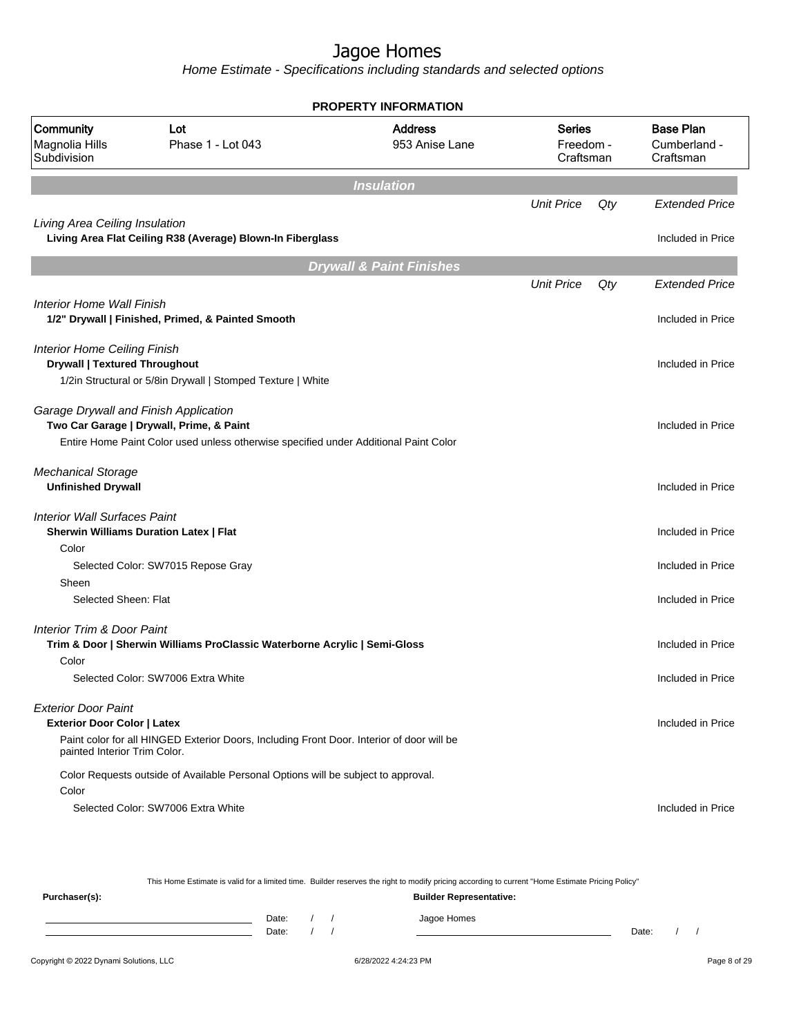# Jagoe Homes

*Home Estimate - Specifications including standards and selected options*

**PROPERTY INFORMATION**

| Community | Lot | Address | Series | Base Plan |
|---|---|---|---|---|
| Magnolia Hills Subdivision | Phase 1 - Lot 043 | 953 Anise Lane | Freedom - Craftsman | Cumberland - Craftsman |

## Insulation

| | Unit Price | Qty | Extended Price |
|---|---|---|---|
| *Living Area Ceiling Insulation* | | | |
| **Living Area Flat Ceiling R38 (Average) Blown-In Fiberglass** | | | Included in Price |

## Drywall & Paint Finishes

| | Unit Price | Qty | Extended Price |
|---|---|---|---|
| *Interior Home Wall Finish* | | | |
| **1/2" Drywall \| Finished, Primed, & Painted Smooth** | | | Included in Price |
| *Interior Home Ceiling Finish* | | | |
| **Drywall \| Textured Throughout** | | | Included in Price |
| 1/2in Structural or 5/8in Drywall \| Stomped Texture \| White | | | |
| *Garage Drywall and Finish Application* | | | |
| **Two Car Garage \| Drywall, Prime, & Paint** | | | Included in Price |
| Entire Home Paint Color used unless otherwise specified under Additional Paint Color | | | |
| *Mechanical Storage* | | | |
| **Unfinished Drywall** | | | Included in Price |
| *Interior Wall Surfaces Paint* | | | |
| **Sherwin Williams Duration Latex \| Flat** | | | Included in Price |
| Color | | | |
| Selected Color: SW7015 Repose Gray | | | Included in Price |
| Sheen | | | |
| Selected Sheen: Flat | | | Included in Price |
| *Interior Trim & Door Paint* | | | |
| **Trim & Door \| Sherwin Williams ProClassic Waterborne Acrylic \| Semi-Gloss** | | | Included in Price |
| Color | | | |
| Selected Color: SW7006 Extra White | | | Included in Price |
| *Exterior Door Paint* | | | |
| **Exterior Door Color \| Latex** | | | Included in Price |
| Paint color for all HINGED Exterior Doors, Including Front Door. Interior of door will be painted Interior Trim Color. | | | |
| Color Requests outside of Available Personal Options will be subject to approval. | | | |
| Color | | | |
| Selected Color: SW7006 Extra White | | | Included in Price |

This Home Estimate is valid for a limited time. Builder reserves the right to modify pricing according to current "Home Estimate Pricing Policy"

**Purchaser(s):** ______________________ Date: / /
______________________ Date: / /

**Builder Representative:** Jagoe Homes ______________________ Date: / /

Copyright © 2022 Dynami Solutions, LLC 6/28/2022 4:24:23 PM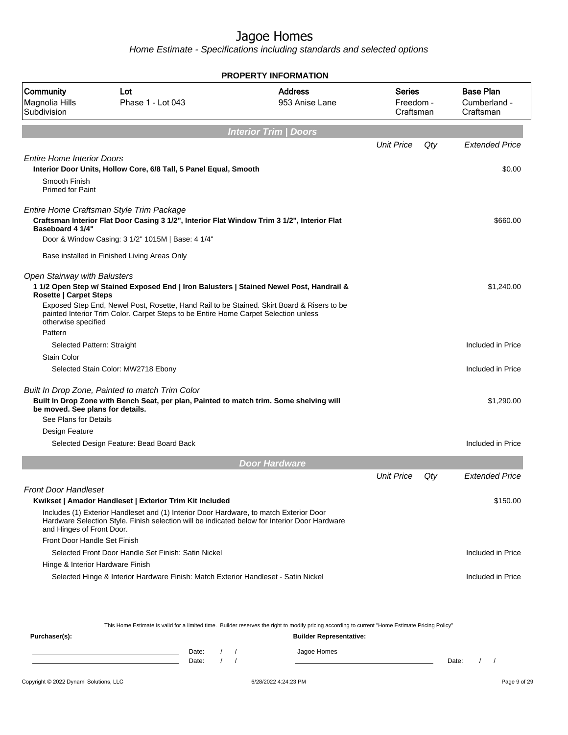# Jagoe Homes

*Home Estimate - Specifications including standards and selected options*

## PROPERTY INFORMATION

| Community | Lot | Address | Series | Base Plan |
|---|---|---|---|---|
| Magnolia Hills Subdivision | Phase 1 - Lot 043 | 953 Anise Lane | Freedom - Craftsman | Cumberland - Craftsman |

## Interior Trim | Doors

| | Unit Price | Qty | Extended Price |
|---|---|---|---|
| *Entire Home Interior Doors* | | | |
| **Interior Door Units, Hollow Core, 6/8 Tall, 5 Panel Equal, Smooth** | | | $0.00 |
| Smooth Finish<br>Primed for Paint | | | |
| *Entire Home Craftsman Style Trim Package* | | | |
| **Craftsman Interior Flat Door Casing 3 1/2", Interior Flat Window Trim 3 1/2", Interior Flat Baseboard 4 1/4"** | | | $660.00 |
| Door & Window Casing: 3 1/2" 1015M \| Base: 4 1/4" | | | |
| Base installed in Finished Living Areas Only | | | |
| *Open Stairway with Balusters* | | | |
| **1 1/2 Open Step w/ Stained Exposed End \| Iron Balusters \| Stained Newel Post, Handrail & Rosette \| Carpet Steps** | | | $1,240.00 |
| Exposed Step End, Newel Post, Rosette, Hand Rail to be Stained. Skirt Board & Risers to be painted Interior Trim Color. Carpet Steps to be Entire Home Carpet Selection unless otherwise specified | | | |
| Pattern | | | |
| Selected Pattern: Straight | | | Included in Price |
| Stain Color | | | |
| Selected Stain Color: MW2718 Ebony | | | Included in Price |
| *Built In Drop Zone, Painted to match Trim Color* | | | |
| **Built In Drop Zone with Bench Seat, per plan, Painted to match trim. Some shelving will be moved. See plans for details.** | | | $1,290.00 |
| See Plans for Details | | | |
| Design Feature | | | |
| Selected Design Feature: Bead Board Back | | | Included in Price |

## Door Hardware

| | Unit Price | Qty | Extended Price |
|---|---|---|---|
| *Front Door Handleset* | | | |
| **Kwikset \| Amador Handleset \| Exterior Trim Kit Included** | | | $150.00 |
| Includes (1) Exterior Handleset and (1) Interior Door Hardware, to match Exterior Door Hardware Selection Style. Finish selection will be indicated below for Interior Door Hardware and Hinges of Front Door. | | | |
| Front Door Handle Set Finish | | | |
| Selected Front Door Handle Set Finish: Satin Nickel | | | Included in Price |
| Hinge & Interior Hardware Finish | | | |
| Selected Hinge & Interior Hardware Finish: Match Exterior Handleset - Satin Nickel | | | Included in Price |

This Home Estimate is valid for a limited time. Builder reserves the right to modify pricing according to current "Home Estimate Pricing Policy"

**Purchaser(s):** ______________________ Date: / / 
______________________ Date: / /

**Builder Representative:** Jagoe Homes ______________________ Date: / /

Copyright © 2022 Dynami Solutions, LLC — 6/28/2022 4:24:23 PM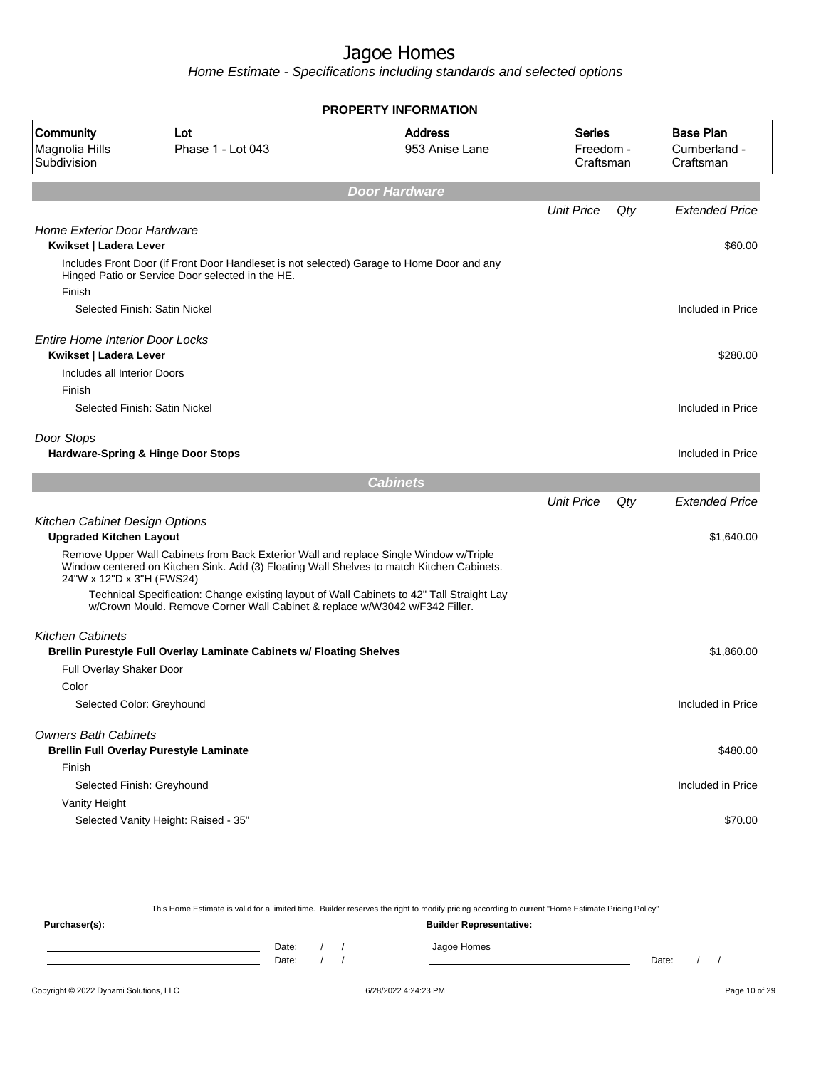# Jagoe Homes

*Home Estimate - Specifications including standards and selected options*

## PROPERTY INFORMATION

| Community | Lot | Address | Series | Base Plan |
|---|---|---|---|---|
| Magnolia Hills Subdivision | Phase 1 - Lot 043 | 953 Anise Lane | Freedom - Craftsman | Cumberland - Craftsman |

## Door Hardware

| | Unit Price | Qty | Extended Price |
|---|---|---|---|
| *Home Exterior Door Hardware* | | | |
| **Kwikset \| Ladera Lever** | | | $60.00 |
| Includes Front Door (if Front Door Handleset is not selected) Garage to Home Door and any Hinged Patio or Service Door selected in the HE. | | | |
| Finish | | | |
| Selected Finish: Satin Nickel | | | Included in Price |
| *Entire Home Interior Door Locks* | | | |
| **Kwikset \| Ladera Lever** | | | $280.00 |
| Includes all Interior Doors | | | |
| Finish | | | |
| Selected Finish: Satin Nickel | | | Included in Price |
| *Door Stops* | | | |
| **Hardware-Spring & Hinge Door Stops** | | | Included in Price |

## Cabinets

| | Unit Price | Qty | Extended Price |
|---|---|---|---|
| *Kitchen Cabinet Design Options* | | | |
| **Upgraded Kitchen Layout** | | | $1,640.00 |
| Remove Upper Wall Cabinets from Back Exterior Wall and replace Single Window w/Triple Window centered on Kitchen Sink. Add (3) Floating Wall Shelves to match Kitchen Cabinets. 24"W x 12"D x 3"H (FWS24) | | | |
| Technical Specification: Change existing layout of Wall Cabinets to 42" Tall Straight Lay w/Crown Mould. Remove Corner Wall Cabinet & replace w/W3042 w/F342 Filler. | | | |
| *Kitchen Cabinets* | | | |
| **Brellin Purestyle Full Overlay Laminate Cabinets w/ Floating Shelves** | | | $1,860.00 |
| Full Overlay Shaker Door | | | |
| Color | | | |
| Selected Color: Greyhound | | | Included in Price |
| *Owners Bath Cabinets* | | | |
| **Brellin Full Overlay Purestyle Laminate** | | | $480.00 |
| Finish | | | |
| Selected Finish: Greyhound | | | Included in Price |
| Vanity Height | | | |
| Selected Vanity Height: Raised - 35" | | | $70.00 |

This Home Estimate is valid for a limited time. Builder reserves the right to modify pricing according to current "Home Estimate Pricing Policy"

**Purchaser(s):**

Date: / /

Date: / /

**Builder Representative:**

Jagoe Homes

Date: / /

Copyright © 2022 Dynami Solutions, LLC — 6/28/2022 4:24:23 PM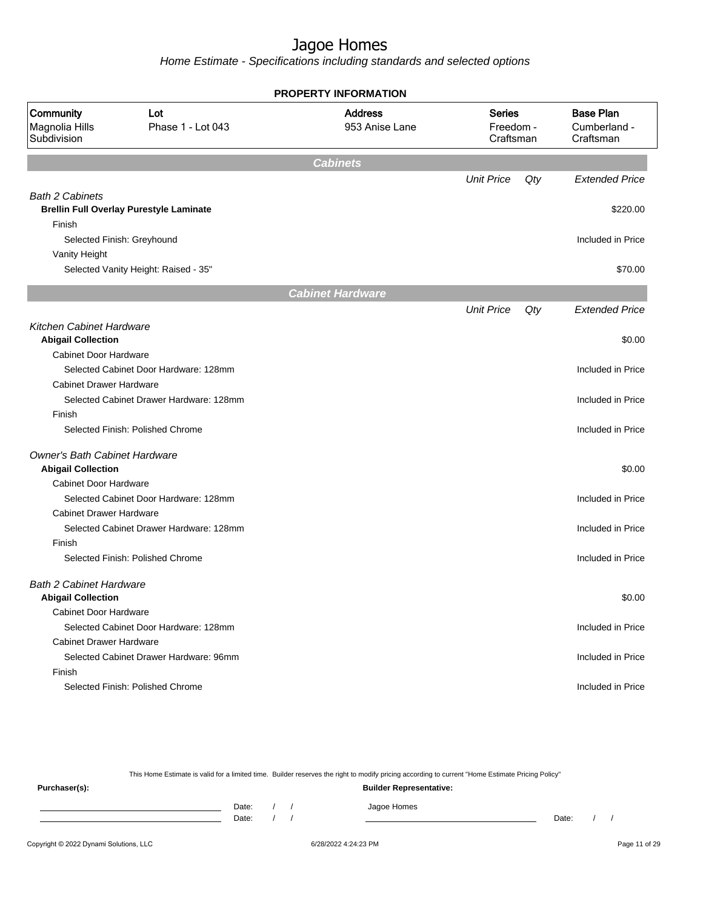# Jagoe Homes

*Home Estimate - Specifications including standards and selected options*

**PROPERTY INFORMATION**

| Community | Lot | Address | Series | Base Plan |
|---|---|---|---|---|
| Magnolia Hills Subdivision | Phase 1 - Lot 043 | 953 Anise Lane | Freedom - Craftsman | Cumberland - Craftsman |

## Cabinets

| | Unit Price | Qty | Extended Price |
|---|---|---|---|
| *Bath 2 Cabinets* | | | |
| **Brellin Full Overlay Purestyle Laminate** | | | $220.00 |
| Finish | | | |
| Selected Finish: Greyhound | | | Included in Price |
| Vanity Height | | | |
| Selected Vanity Height: Raised - 35" | | | $70.00 |

## Cabinet Hardware

| | Unit Price | Qty | Extended Price |
|---|---|---|---|
| *Kitchen Cabinet Hardware* | | | |
| **Abigail Collection** | | | $0.00 |
| Cabinet Door Hardware | | | |
| Selected Cabinet Door Hardware: 128mm | | | Included in Price |
| Cabinet Drawer Hardware | | | |
| Selected Cabinet Drawer Hardware: 128mm | | | Included in Price |
| Finish | | | |
| Selected Finish: Polished Chrome | | | Included in Price |
| *Owner's Bath Cabinet Hardware* | | | |
| **Abigail Collection** | | | $0.00 |
| Cabinet Door Hardware | | | |
| Selected Cabinet Door Hardware: 128mm | | | Included in Price |
| Cabinet Drawer Hardware | | | |
| Selected Cabinet Drawer Hardware: 128mm | | | Included in Price |
| Finish | | | |
| Selected Finish: Polished Chrome | | | Included in Price |
| *Bath 2 Cabinet Hardware* | | | |
| **Abigail Collection** | | | $0.00 |
| Cabinet Door Hardware | | | |
| Selected Cabinet Door Hardware: 128mm | | | Included in Price |
| Cabinet Drawer Hardware | | | |
| Selected Cabinet Drawer Hardware: 96mm | | | Included in Price |
| Finish | | | |
| Selected Finish: Polished Chrome | | | Included in Price |

This Home Estimate is valid for a limited time. Builder reserves the right to modify pricing according to current "Home Estimate Pricing Policy"

**Purchaser(s):**

Date: / /

Date: / /

**Builder Representative:**

Jagoe Homes

Date: / /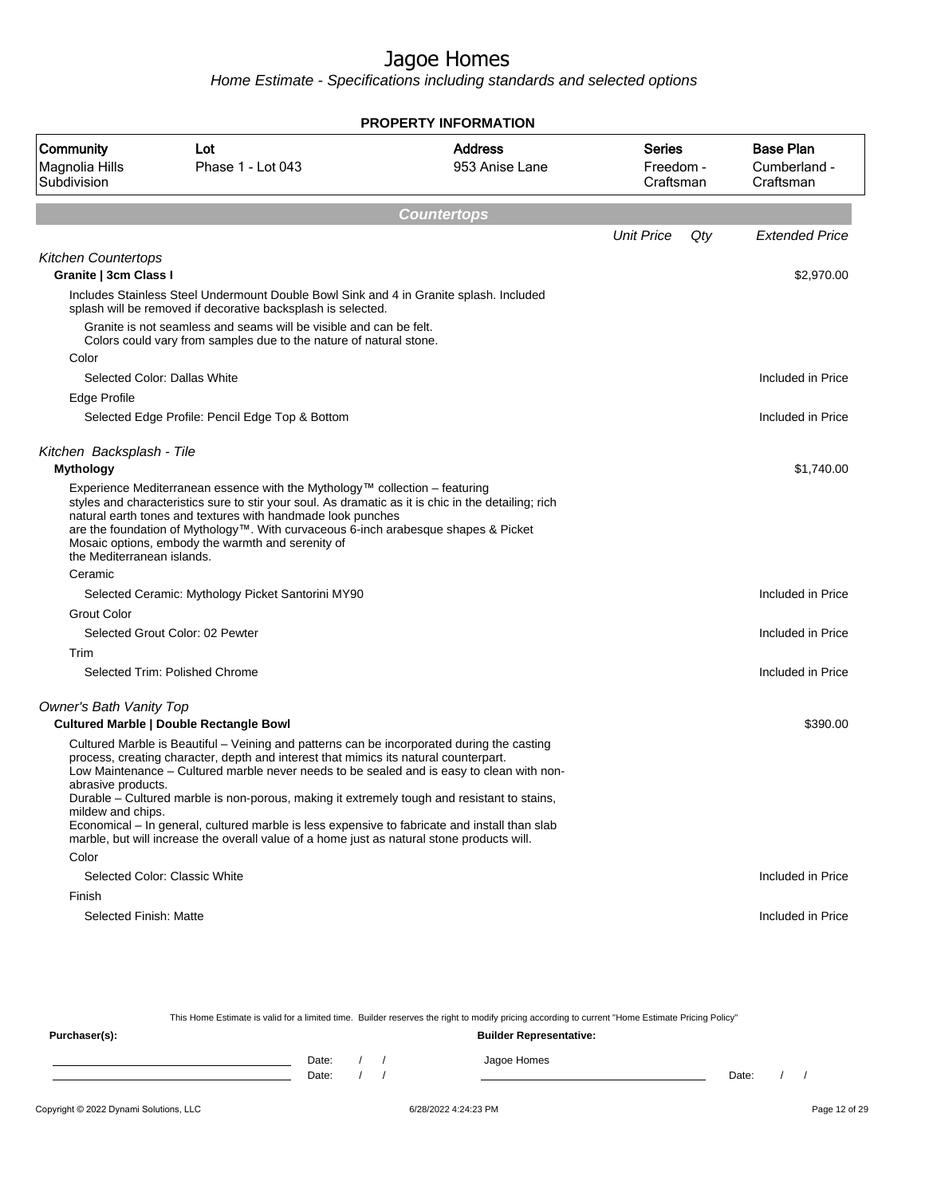# Jagoe Homes

Home Estimate - Specifications including standards and selected options

## PROPERTY INFORMATION

| Community | Lot | Address | Series | Base Plan |
|---|---|---|---|---|
| Magnolia Hills Subdivision | Phase 1 - Lot 043 | 953 Anise Lane | Freedom - Craftsman | Cumberland - Craftsman |

## Countertops

| | Unit Price | Qty | Extended Price |
|---|---|---|---|
| *Kitchen Countertops* | | | |
| **Granite \| 3cm Class I** | | | $2,970.00 |
| Includes Stainless Steel Undermount Double Bowl Sink and 4 in Granite splash. Included splash will be removed if decorative backsplash is selected. | | | |
| Granite is not seamless and seams will be visible and can be felt. Colors could vary from samples due to the nature of natural stone. | | | |
| Color | | | |
| Selected Color: Dallas White | | | Included in Price |
| Edge Profile | | | |
| Selected Edge Profile: Pencil Edge Top & Bottom | | | Included in Price |
| *Kitchen Backsplash - Tile* | | | |
| **Mythology** | | | $1,740.00 |
| Experience Mediterranean essence with the Mythology™ collection – featuring styles and characteristics sure to stir your soul. As dramatic as it is chic in the detailing; rich natural earth tones and textures with handmade look punches are the foundation of Mythology™. With curvaceous 6-inch arabesque shapes & Picket Mosaic options, embody the warmth and serenity of the Mediterranean islands. | | | |
| Ceramic | | | |
| Selected Ceramic: Mythology Picket Santorini MY90 | | | Included in Price |
| Grout Color | | | |
| Selected Grout Color: 02 Pewter | | | Included in Price |
| Trim | | | |
| Selected Trim: Polished Chrome | | | Included in Price |
| *Owner's Bath Vanity Top* | | | |
| **Cultured Marble \| Double Rectangle Bowl** | | | $390.00 |
| Cultured Marble is Beautiful – Veining and patterns can be incorporated during the casting process, creating character, depth and interest that mimics its natural counterpart. Low Maintenance – Cultured marble never needs to be sealed and is easy to clean with non-abrasive products. Durable – Cultured marble is non-porous, making it extremely tough and resistant to stains, mildew and chips. Economical – In general, cultured marble is less expensive to fabricate and install than slab marble, but will increase the overall value of a home just as natural stone products will. | | | |
| Color | | | |
| Selected Color: Classic White | | | Included in Price |
| Finish | | | |
| Selected Finish: Matte | | | Included in Price |

This Home Estimate is valid for a limited time. Builder reserves the right to modify pricing according to current "Home Estimate Pricing Policy"

**Purchaser(s):**

Date: / /

Date: / /

**Builder Representative:**

Jagoe Homes

Date: / /

Copyright © 2022 Dynami Solutions, LLC — 6/28/2022 4:24:23 PM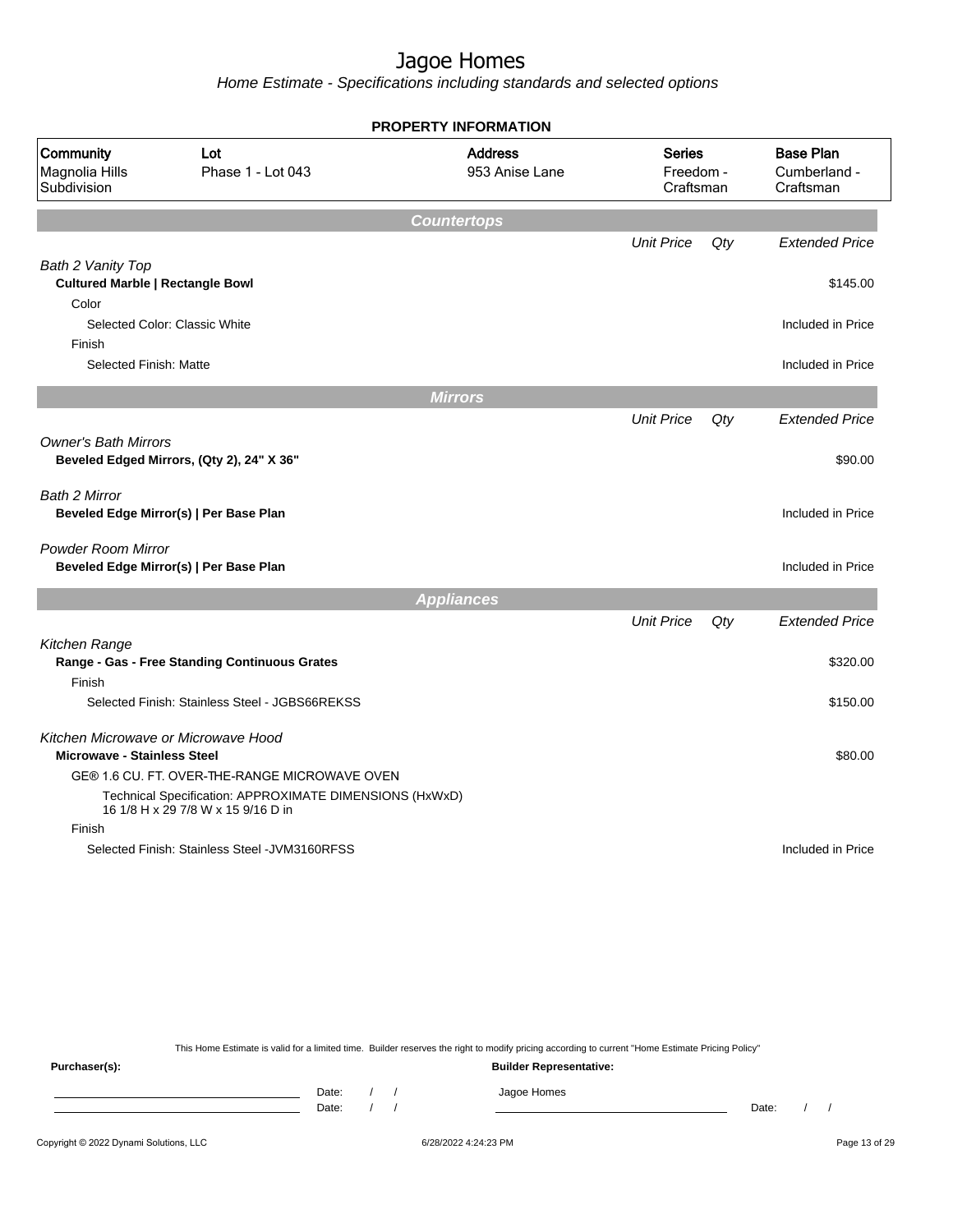# Jagoe Homes

*Home Estimate - Specifications including standards and selected options*

**PROPERTY INFORMATION**

| Community | Lot | Address | Series | Base Plan |
|---|---|---|---|---|
| Magnolia Hills Subdivision | Phase 1 - Lot 043 | 953 Anise Lane | Freedom - Craftsman | Cumberland - Craftsman |

## Countertops

| | Unit Price | Qty | Extended Price |
|---|---|---|---|
| *Bath 2 Vanity Top* | | | |
| **Cultured Marble \| Rectangle Bowl** | | | $145.00 |
| Color | | | |
| Selected Color: Classic White | | | Included in Price |
| Finish | | | |
| Selected Finish: Matte | | | Included in Price |

## Mirrors

| | Unit Price | Qty | Extended Price |
|---|---|---|---|
| *Owner's Bath Mirrors* | | | |
| **Beveled Edged Mirrors, (Qty 2), 24" X 36"** | | | $90.00 |
| *Bath 2 Mirror* | | | |
| **Beveled Edge Mirror(s) \| Per Base Plan** | | | Included in Price |
| *Powder Room Mirror* | | | |
| **Beveled Edge Mirror(s) \| Per Base Plan** | | | Included in Price |

## Appliances

| | Unit Price | Qty | Extended Price |
|---|---|---|---|
| *Kitchen Range* | | | |
| **Range - Gas - Free Standing Continuous Grates** | | | $320.00 |
| Finish | | | |
| Selected Finish: Stainless Steel - JGBS66REKSS | | | $150.00 |
| *Kitchen Microwave or Microwave Hood* | | | |
| **Microwave - Stainless Steel** | | | $80.00 |
| GE® 1.6 CU. FT. OVER-THE-RANGE MICROWAVE OVEN | | | |
| Technical Specification: APPROXIMATE DIMENSIONS (HxWxD) 16 1/8 H x 29 7/8 W x 15 9/16 D in | | | |
| Finish | | | |
| Selected Finish: Stainless Steel -JVM3160RFSS | | | Included in Price |

This Home Estimate is valid for a limited time. Builder reserves the right to modify pricing according to current "Home Estimate Pricing Policy"

**Purchaser(s):** 

Date: / /

Date: / /

**Builder Representative:**

Jagoe Homes

Date: / /

Copyright © 2022 Dynami Solutions, LLC — 6/28/2022 4:24:23 PM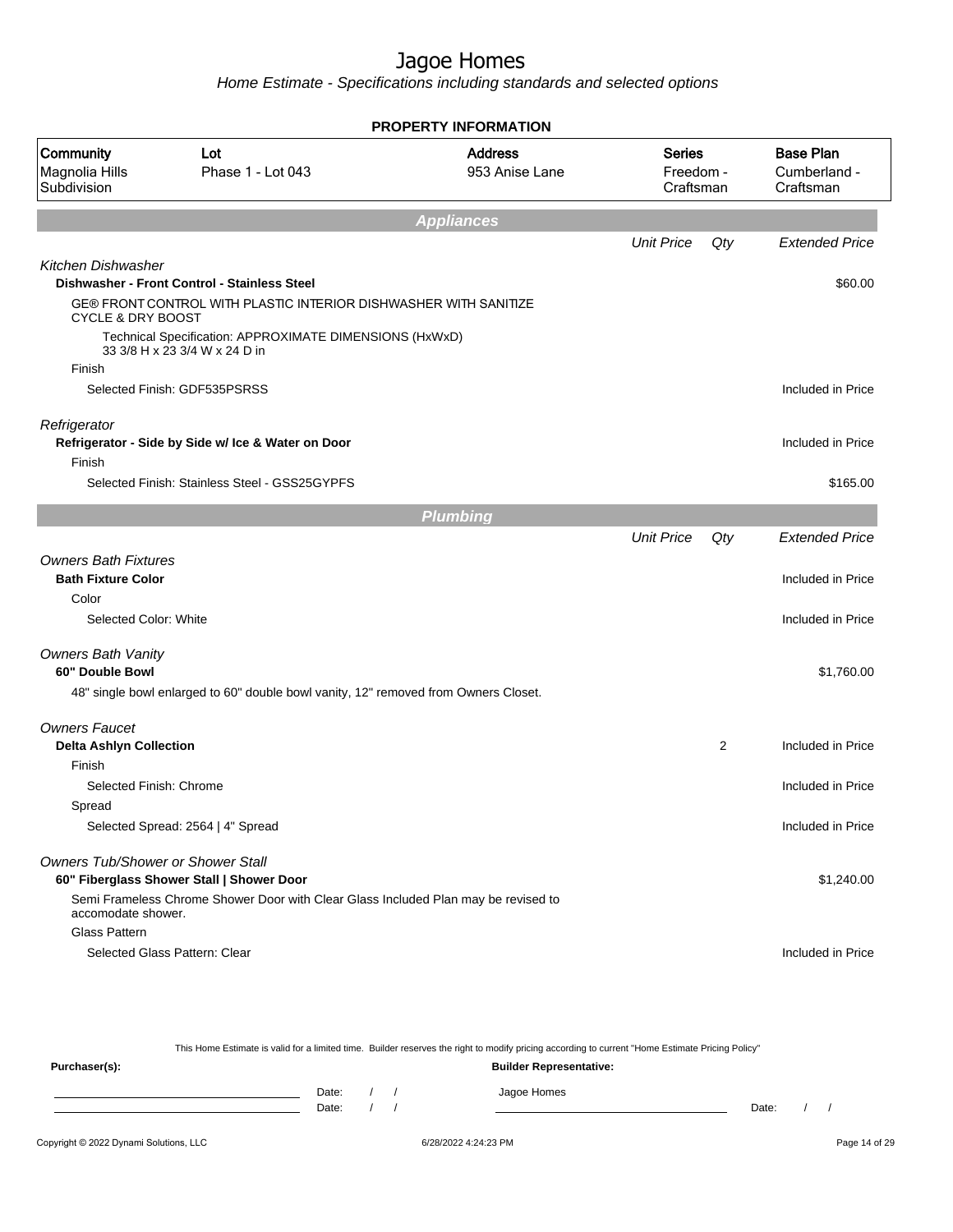# Jagoe Homes

*Home Estimate - Specifications including standards and selected options*

## PROPERTY INFORMATION

| Community | Lot | Address | Series | Base Plan |
|---|---|---|---|---|
| Magnolia Hills Subdivision | Phase 1 - Lot 043 | 953 Anise Lane | Freedom - Craftsman | Cumberland - Craftsman |

## Appliances

| | Unit Price | Qty | Extended Price |
|---|---|---|---|
| *Kitchen Dishwasher* | | | |
| **Dishwasher - Front Control - Stainless Steel** | | | $60.00 |
| GE® FRONT CONTROL WITH PLASTIC INTERIOR DISHWASHER WITH SANITIZE CYCLE & DRY BOOST | | | |
| Technical Specification: APPROXIMATE DIMENSIONS (HxWxD) 33 3/8 H x 23 3/4 W x 24 D in | | | |
| Finish | | | |
| Selected Finish: GDF535PSRSS | | | Included in Price |
| *Refrigerator* | | | |
| **Refrigerator - Side by Side w/ Ice & Water on Door** | | | Included in Price |
| Finish | | | |
| Selected Finish: Stainless Steel - GSS25GYPFS | | | $165.00 |

## Plumbing

| | Unit Price | Qty | Extended Price |
|---|---|---|---|
| *Owners Bath Fixtures* | | | |
| **Bath Fixture Color** | | | Included in Price |
| Color | | | |
| Selected Color: White | | | Included in Price |
| *Owners Bath Vanity* | | | |
| **60" Double Bowl** | | | $1,760.00 |
| 48" single bowl enlarged to 60" double bowl vanity, 12" removed from Owners Closet. | | | |
| *Owners Faucet* | | | |
| **Delta Ashlyn Collection** | | 2 | Included in Price |
| Finish | | | |
| Selected Finish: Chrome | | | Included in Price |
| Spread | | | |
| Selected Spread: 2564 \| 4" Spread | | | Included in Price |
| *Owners Tub/Shower or Shower Stall* | | | |
| **60" Fiberglass Shower Stall \| Shower Door** | | | $1,240.00 |
| Semi Frameless Chrome Shower Door with Clear Glass Included Plan may be revised to accomodate shower. | | | |
| Glass Pattern | | | |
| Selected Glass Pattern: Clear | | | Included in Price |

This Home Estimate is valid for a limited time. Builder reserves the right to modify pricing according to current "Home Estimate Pricing Policy"

**Purchaser(s):**

Date: / /

Date: / /

**Builder Representative:**

Jagoe Homes

Date: / /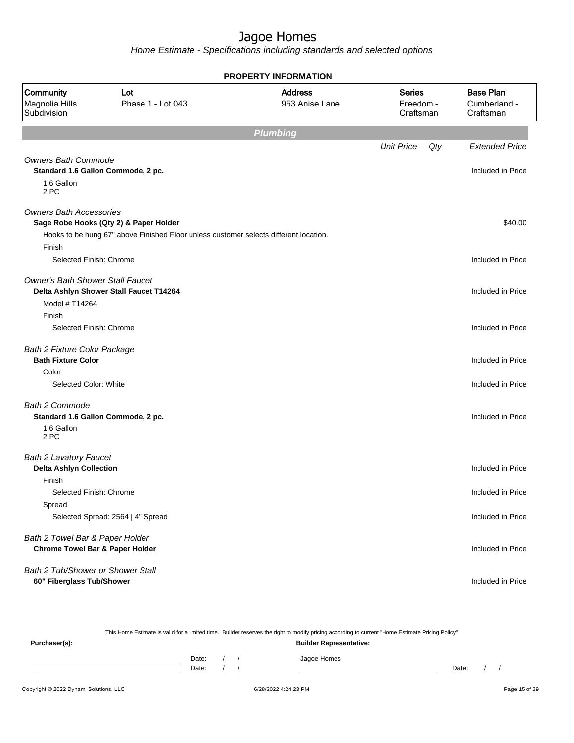# Jagoe Homes

*Home Estimate - Specifications including standards and selected options*

**PROPERTY INFORMATION**

| Community | Lot | Address | Series | Base Plan |
|---|---|---|---|---|
| Magnolia Hills Subdivision | Phase 1 - Lot 043 | 953 Anise Lane | Freedom - Craftsman | Cumberland - Craftsman |

## Plumbing

| | Unit Price | Qty | Extended Price |
|---|---|---|---|
| *Owners Bath Commode* | | | |
| **Standard 1.6 Gallon Commode, 2 pc.** | | | Included in Price |
| 1.6 Gallon<br>2 PC | | | |
| *Owners Bath Accessories* | | | |
| **Sage Robe Hooks (Qty 2) & Paper Holder** | | | $40.00 |
| Hooks to be hung 67" above Finished Floor unless customer selects different location. | | | |
| Finish | | | |
| Selected Finish: Chrome | | | Included in Price |
| *Owner's Bath Shower Stall Faucet* | | | |
| **Delta Ashlyn Shower Stall Faucet T14264** | | | Included in Price |
| Model # T14264 | | | |
| Finish | | | |
| Selected Finish: Chrome | | | Included in Price |
| *Bath 2 Fixture Color Package* | | | |
| **Bath Fixture Color** | | | Included in Price |
| Color | | | |
| Selected Color: White | | | Included in Price |
| *Bath 2 Commode* | | | |
| **Standard 1.6 Gallon Commode, 2 pc.** | | | Included in Price |
| 1.6 Gallon<br>2 PC | | | |
| *Bath 2 Lavatory Faucet* | | | |
| **Delta Ashlyn Collection** | | | Included in Price |
| Finish | | | |
| Selected Finish: Chrome | | | Included in Price |
| Spread | | | |
| Selected Spread: 2564 \| 4" Spread | | | Included in Price |
| *Bath 2 Towel Bar & Paper Holder* | | | |
| **Chrome Towel Bar & Paper Holder** | | | Included in Price |
| *Bath 2 Tub/Shower or Shower Stall* | | | |
| **60" Fiberglass Tub/Shower** | | | Included in Price |

This Home Estimate is valid for a limited time. Builder reserves the right to modify pricing according to current "Home Estimate Pricing Policy"

**Purchaser(s):**

Date: / /

Date: / /

**Builder Representative:**

Jagoe Homes

Date: / /

Copyright © 2022 Dynami Solutions, LLC — 6/28/2022 4:24:23 PM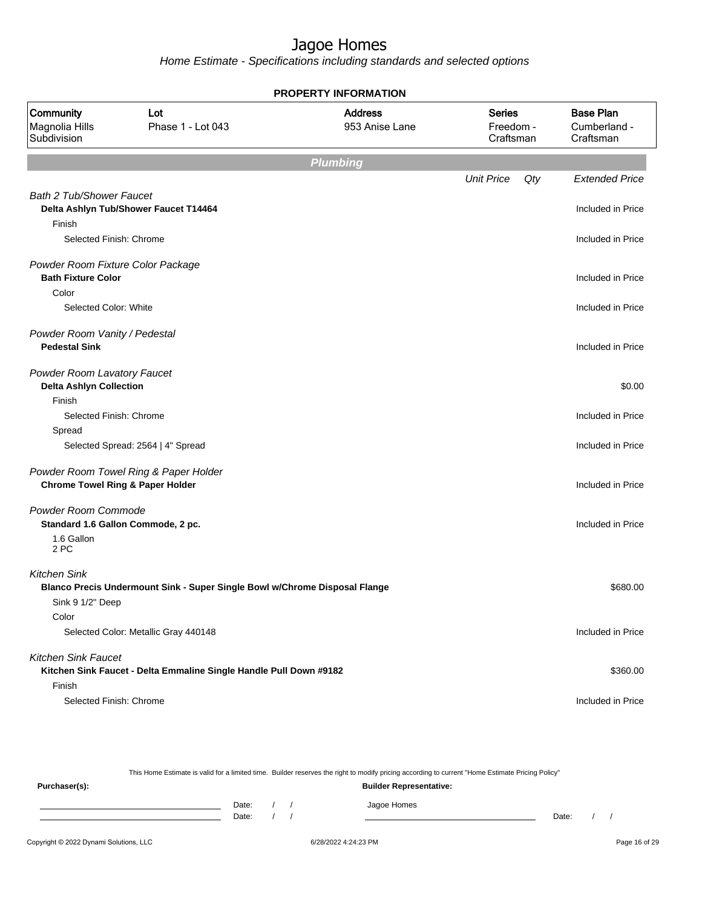# Jagoe Homes

*Home Estimate - Specifications including standards and selected options*

**PROPERTY INFORMATION**

| Community | Lot | Address | Series | Base Plan |
|---|---|---|---|---|
| Magnolia Hills Subdivision | Phase 1 - Lot 043 | 953 Anise Lane | Freedom - Craftsman | Cumberland - Craftsman |

## Plumbing

| | Unit Price | Qty | Extended Price |
|---|---|---|---|
| *Bath 2 Tub/Shower Faucet* | | | |
| **Delta Ashlyn Tub/Shower Faucet T14464** | | | Included in Price |
| Finish | | | |
| Selected Finish: Chrome | | | Included in Price |
| *Powder Room Fixture Color Package* | | | |
| **Bath Fixture Color** | | | Included in Price |
| Color | | | |
| Selected Color: White | | | Included in Price |
| *Powder Room Vanity / Pedestal* | | | |
| **Pedestal Sink** | | | Included in Price |
| *Powder Room Lavatory Faucet* | | | |
| **Delta Ashlyn Collection** | | | $0.00 |
| Finish | | | |
| Selected Finish: Chrome | | | Included in Price |
| Spread | | | |
| Selected Spread: 2564 \| 4" Spread | | | Included in Price |
| *Powder Room Towel Ring & Paper Holder* | | | |
| **Chrome Towel Ring & Paper Holder** | | | Included in Price |
| *Powder Room Commode* | | | |
| **Standard 1.6 Gallon Commode, 2 pc.** | | | Included in Price |
| 1.6 Gallon 2 PC | | | |
| *Kitchen Sink* | | | |
| **Blanco Precis Undermount Sink - Super Single Bowl w/Chrome Disposal Flange** | | | $680.00 |
| Sink 9 1/2" Deep | | | |
| Color | | | |
| Selected Color: Metallic Gray 440148 | | | Included in Price |
| *Kitchen Sink Faucet* | | | |
| **Kitchen Sink Faucet - Delta Emmaline Single Handle Pull Down #9182** | | | $360.00 |
| Finish | | | |
| Selected Finish: Chrome | | | Included in Price |

This Home Estimate is valid for a limited time. Builder reserves the right to modify pricing according to current "Home Estimate Pricing Policy"

**Purchaser(s):**

Date: / /

Date: / /

**Builder Representative:**

Jagoe Homes

Date: / /

Copyright © 2022 Dynami Solutions, LLC — 6/28/2022 4:24:23 PM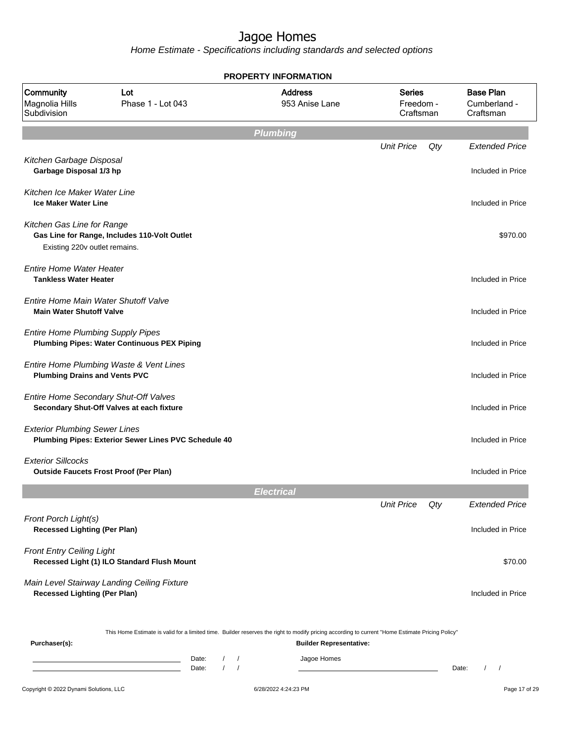# Jagoe Homes

*Home Estimate - Specifications including standards and selected options*

**PROPERTY INFORMATION**

| Community | Lot | Address | Series | Base Plan |
|---|---|---|---|---|
| Magnolia Hills Subdivision | Phase 1 - Lot 043 | 953 Anise Lane | Freedom - Craftsman | Cumberland - Craftsman |

## Plumbing

| | Unit Price | Qty | Extended Price |
|---|---|---|---|
| *Kitchen Garbage Disposal* | | | |
| **Garbage Disposal 1/3 hp** | | | Included in Price |
| *Kitchen Ice Maker Water Line* | | | |
| **Ice Maker Water Line** | | | Included in Price |
| *Kitchen Gas Line for Range* | | | |
| **Gas Line for Range, Includes 110-Volt Outlet** | | | $970.00 |
| Existing 220v outlet remains. | | | |
| *Entire Home Water Heater* | | | |
| **Tankless Water Heater** | | | Included in Price |
| *Entire Home Main Water Shutoff Valve* | | | |
| **Main Water Shutoff Valve** | | | Included in Price |
| *Entire Home Plumbing Supply Pipes* | | | |
| **Plumbing Pipes: Water Continuous PEX Piping** | | | Included in Price |
| *Entire Home Plumbing Waste & Vent Lines* | | | |
| **Plumbing Drains and Vents PVC** | | | Included in Price |
| *Entire Home Secondary Shut-Off Valves* | | | |
| **Secondary Shut-Off Valves at each fixture** | | | Included in Price |
| *Exterior Plumbing Sewer Lines* | | | |
| **Plumbing Pipes: Exterior Sewer Lines PVC Schedule 40** | | | Included in Price |
| *Exterior Sillcocks* | | | |
| **Outside Faucets Frost Proof (Per Plan)** | | | Included in Price |

## Electrical

| | Unit Price | Qty | Extended Price |
|---|---|---|---|
| *Front Porch Light(s)* | | | |
| **Recessed Lighting (Per Plan)** | | | Included in Price |
| *Front Entry Ceiling Light* | | | |
| **Recessed Light (1) ILO Standard Flush Mount** | | | $70.00 |
| *Main Level Stairway Landing Ceiling Fixture* | | | |
| **Recessed Lighting (Per Plan)** | | | Included in Price |

This Home Estimate is valid for a limited time. Builder reserves the right to modify pricing according to current "Home Estimate Pricing Policy"

**Purchaser(s):**

Date: / /

Date: / /

**Builder Representative:**

Jagoe Homes

Date: / /

Copyright © 2022 Dynami Solutions, LLC — 6/28/2022 4:24:23 PM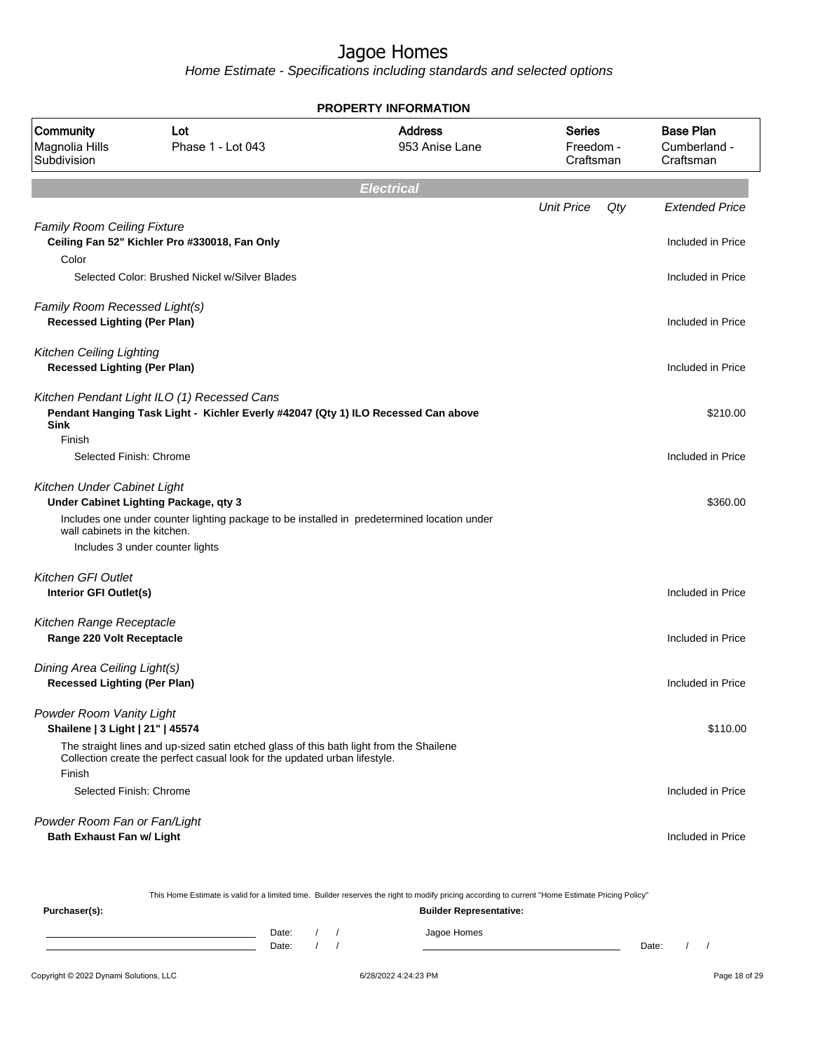# Jagoe Homes

*Home Estimate - Specifications including standards and selected options*

**PROPERTY INFORMATION**

| Community | Lot | Address | Series | Base Plan |
|---|---|---|---|---|
| Magnolia Hills Subdivision | Phase 1 - Lot 043 | 953 Anise Lane | Freedom - Craftsman | Cumberland - Craftsman |

## Electrical

| | Unit Price | Qty | Extended Price |
|---|---|---|---|
| *Family Room Ceiling Fixture* | | | |
| **Ceiling Fan 52" Kichler Pro #330018, Fan Only** | | | Included in Price |
| Color | | | |
| Selected Color: Brushed Nickel w/Silver Blades | | | Included in Price |
| *Family Room Recessed Light(s)* | | | |
| **Recessed Lighting (Per Plan)** | | | Included in Price |
| *Kitchen Ceiling Lighting* | | | |
| **Recessed Lighting (Per Plan)** | | | Included in Price |
| *Kitchen Pendant Light ILO (1) Recessed Cans* | | | |
| **Pendant Hanging Task Light - Kichler Everly #42047 (Qty 1) ILO Recessed Can above Sink** | | | $210.00 |
| Finish | | | |
| Selected Finish: Chrome | | | Included in Price |
| *Kitchen Under Cabinet Light* | | | |
| **Under Cabinet Lighting Package, qty 3** | | | $360.00 |
| Includes one under counter lighting package to be installed in predetermined location under wall cabinets in the kitchen. Includes 3 under counter lights | | | |
| *Kitchen GFI Outlet* | | | |
| **Interior GFI Outlet(s)** | | | Included in Price |
| *Kitchen Range Receptacle* | | | |
| **Range 220 Volt Receptacle** | | | Included in Price |
| *Dining Area Ceiling Light(s)* | | | |
| **Recessed Lighting (Per Plan)** | | | Included in Price |
| *Powder Room Vanity Light* | | | |
| **Shailene \| 3 Light \| 21" \| 45574** | | | $110.00 |
| The straight lines and up-sized satin etched glass of this bath light from the Shailene Collection create the perfect casual look for the updated urban lifestyle. | | | |
| Finish | | | |
| Selected Finish: Chrome | | | Included in Price |
| *Powder Room Fan or Fan/Light* | | | |
| **Bath Exhaust Fan w/ Light** | | | Included in Price |

This Home Estimate is valid for a limited time. Builder reserves the right to modify pricing according to current "Home Estimate Pricing Policy"

**Purchaser(s):** 

Date: / /

Date: / /

**Builder Representative:**

Jagoe Homes

Date: / /

Copyright © 2022 Dynami Solutions, LLC — 6/28/2022 4:24:23 PM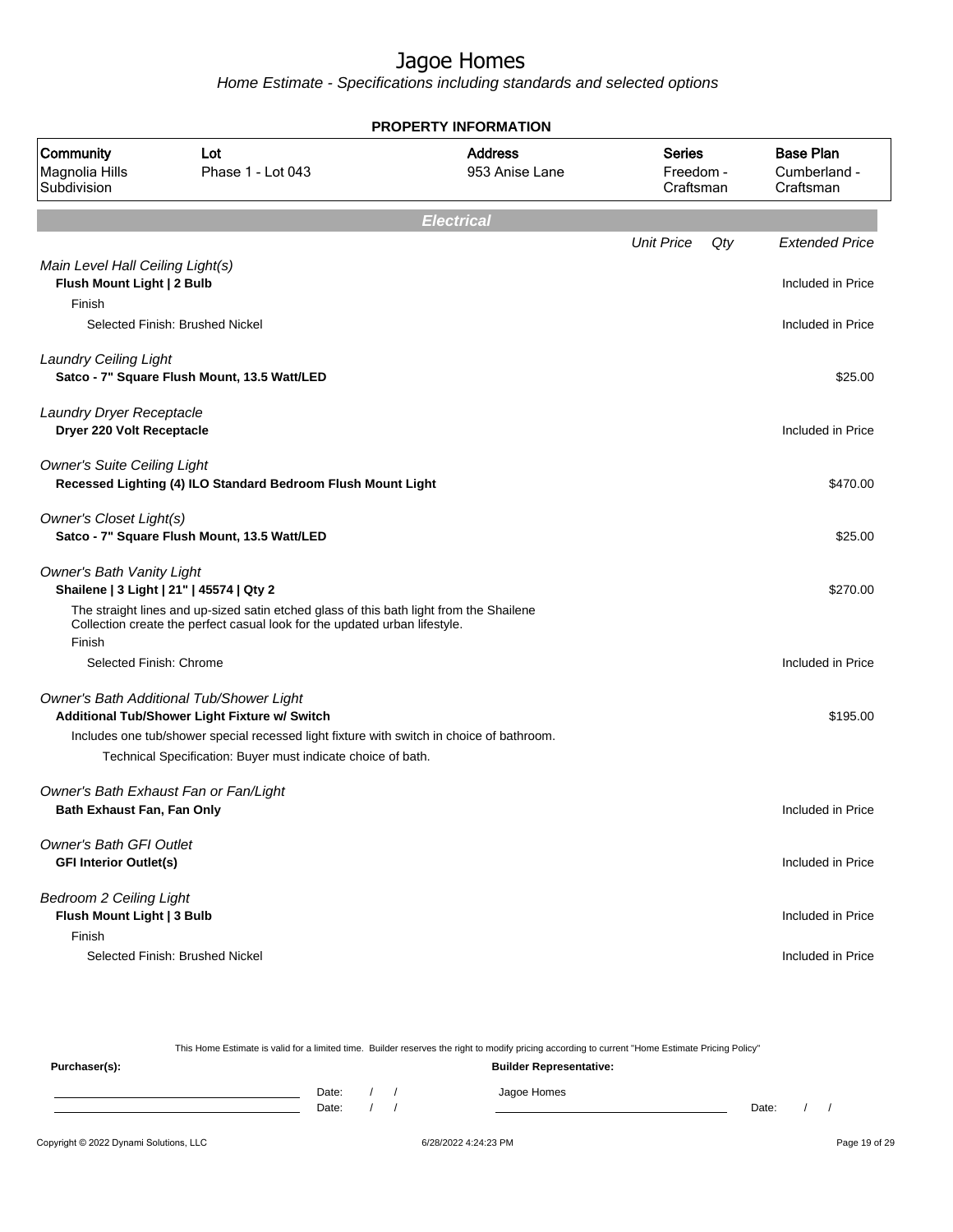# Jagoe Homes

*Home Estimate - Specifications including standards and selected options*

**PROPERTY INFORMATION**

| Community | Lot | Address | Series | Base Plan |
|---|---|---|---|---|
| Magnolia Hills Subdivision | Phase 1 - Lot 043 | 953 Anise Lane | Freedom - Craftsman | Cumberland - Craftsman |

## Electrical

| | Unit Price | Qty | Extended Price |
|---|---|---|---|
| *Main Level Hall Ceiling Light(s)* | | | |
| **Flush Mount Light \| 2 Bulb** | | | Included in Price |
| Finish | | | |
| Selected Finish: Brushed Nickel | | | Included in Price |
| *Laundry Ceiling Light* | | | |
| **Satco - 7" Square Flush Mount, 13.5 Watt/LED** | | | $25.00 |
| *Laundry Dryer Receptacle* | | | |
| **Dryer 220 Volt Receptacle** | | | Included in Price |
| *Owner's Suite Ceiling Light* | | | |
| **Recessed Lighting (4) ILO Standard Bedroom Flush Mount Light** | | | $470.00 |
| *Owner's Closet Light(s)* | | | |
| **Satco - 7" Square Flush Mount, 13.5 Watt/LED** | | | $25.00 |
| *Owner's Bath Vanity Light* | | | |
| **Shailene \| 3 Light \| 21" \| 45574 \| Qty 2** | | | $270.00 |
| The straight lines and up-sized satin etched glass of this bath light from the Shailene Collection create the perfect casual look for the updated urban lifestyle. | | | |
| Finish | | | |
| Selected Finish: Chrome | | | Included in Price |
| *Owner's Bath Additional Tub/Shower Light* | | | |
| **Additional Tub/Shower Light Fixture w/ Switch** | | | $195.00 |
| Includes one tub/shower special recessed light fixture with switch in choice of bathroom. | | | |
| Technical Specification: Buyer must indicate choice of bath. | | | |
| *Owner's Bath Exhaust Fan or Fan/Light* | | | |
| **Bath Exhaust Fan, Fan Only** | | | Included in Price |
| *Owner's Bath GFI Outlet* | | | |
| **GFI Interior Outlet(s)** | | | Included in Price |
| *Bedroom 2 Ceiling Light* | | | |
| **Flush Mount Light \| 3 Bulb** | | | Included in Price |
| Finish | | | |
| Selected Finish: Brushed Nickel | | | Included in Price |

This Home Estimate is valid for a limited time. Builder reserves the right to modify pricing according to current "Home Estimate Pricing Policy"

**Purchaser(s):**

Date: / /

Date: / /

**Builder Representative:**

Jagoe Homes

Date: / /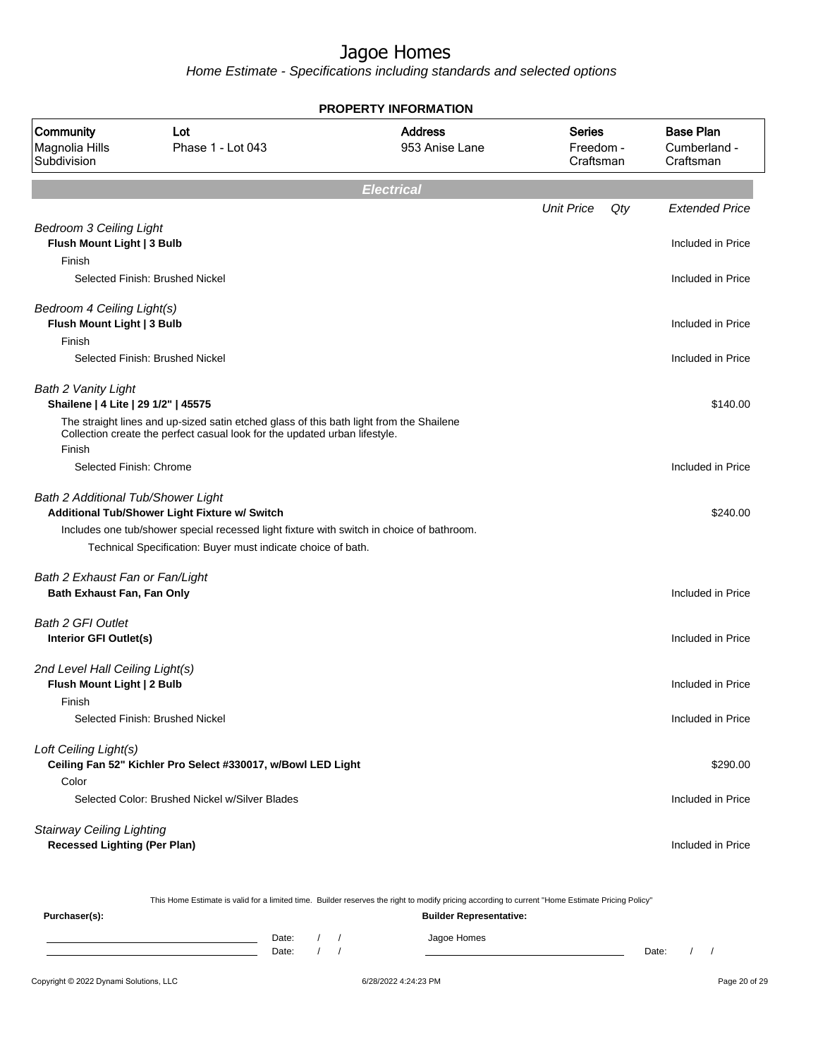# Jagoe Homes

*Home Estimate - Specifications including standards and selected options*

**PROPERTY INFORMATION**

| Community | Lot | Address | Series | Base Plan |
|---|---|---|---|---|
| Magnolia Hills Subdivision | Phase 1 - Lot 043 | 953 Anise Lane | Freedom - Craftsman | Cumberland - Craftsman |

## Electrical

| | Unit Price | Qty | Extended Price |
|---|---|---|---|
| *Bedroom 3 Ceiling Light* | | | |
| **Flush Mount Light \| 3 Bulb** | | | Included in Price |
| Finish | | | |
| Selected Finish: Brushed Nickel | | | Included in Price |
| *Bedroom 4 Ceiling Light(s)* | | | |
| **Flush Mount Light \| 3 Bulb** | | | Included in Price |
| Finish | | | |
| Selected Finish: Brushed Nickel | | | Included in Price |
| *Bath 2 Vanity Light* | | | |
| **Shailene \| 4 Lite \| 29 1/2" \| 45575** | | | $140.00 |
| The straight lines and up-sized satin etched glass of this bath light from the Shailene Collection create the perfect casual look for the updated urban lifestyle. | | | |
| Finish | | | |
| Selected Finish: Chrome | | | Included in Price |
| *Bath 2 Additional Tub/Shower Light* | | | |
| **Additional Tub/Shower Light Fixture w/ Switch** | | | $240.00 |
| Includes one tub/shower special recessed light fixture with switch in choice of bathroom. | | | |
| Technical Specification: Buyer must indicate choice of bath. | | | |
| *Bath 2 Exhaust Fan or Fan/Light* | | | |
| **Bath Exhaust Fan, Fan Only** | | | Included in Price |
| *Bath 2 GFI Outlet* | | | |
| **Interior GFI Outlet(s)** | | | Included in Price |
| *2nd Level Hall Ceiling Light(s)* | | | |
| **Flush Mount Light \| 2 Bulb** | | | Included in Price |
| Finish | | | |
| Selected Finish: Brushed Nickel | | | Included in Price |
| *Loft Ceiling Light(s)* | | | |
| **Ceiling Fan 52" Kichler Pro Select #330017, w/Bowl LED Light** | | | $290.00 |
| Color | | | |
| Selected Color: Brushed Nickel w/Silver Blades | | | Included in Price |
| *Stairway Ceiling Lighting* | | | |
| **Recessed Lighting (Per Plan)** | | | Included in Price |

This Home Estimate is valid for a limited time. Builder reserves the right to modify pricing according to current "Home Estimate Pricing Policy"

**Purchaser(s):**

Date: / /

Date: / /

**Builder Representative:**

Jagoe Homes

Date: / /

Copyright © 2022 Dynami Solutions, LLC — 6/28/2022 4:24:23 PM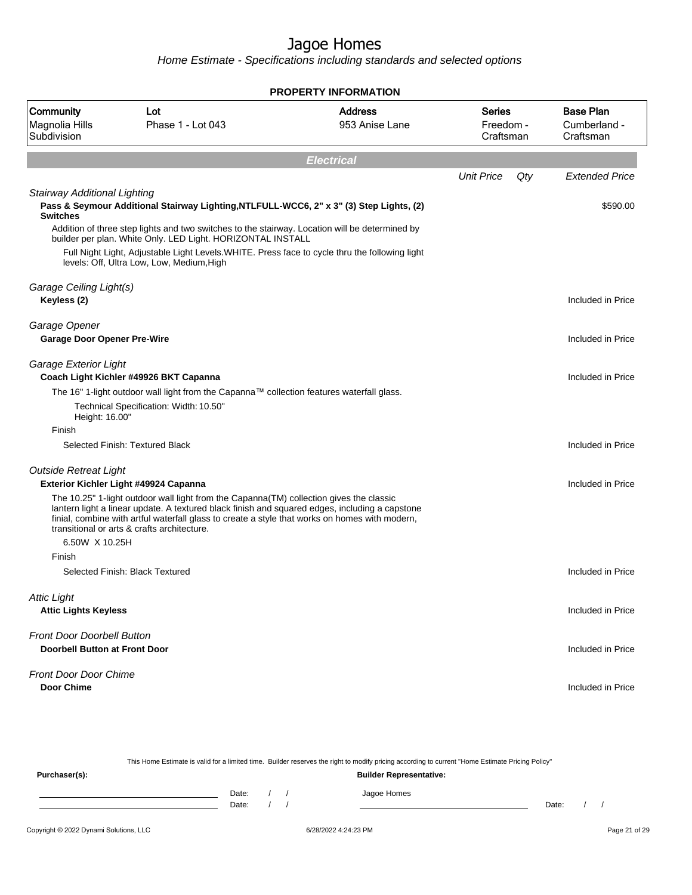# Jagoe Homes

Home Estimate - Specifications including standards and selected options

**PROPERTY INFORMATION**

| Community | Lot | Address | Series | Base Plan |
|---|---|---|---|---|
| Magnolia Hills Subdivision | Phase 1 - Lot 043 | 953 Anise Lane | Freedom - Craftsman | Cumberland - Craftsman |

## Electrical

| | Unit Price | Qty | Extended Price |
|---|---|---|---|

*Stairway Additional Lighting*

**Pass & Seymour Additional Stairway Lighting,NTLFULL-WCC6, 2" x 3" (3) Step Lights, (2) Switches** — $590.00

Addition of three step lights and two switches to the stairway. Location will be determined by builder per plan. White Only. LED Light. HORIZONTAL INSTALL

Full Night Light, Adjustable Light Levels.WHITE. Press face to cycle thru the following light levels: Off, Ultra Low, Low, Medium,High

*Garage Ceiling Light(s)*

**Keyless (2)** — Included in Price

*Garage Opener*

**Garage Door Opener Pre-Wire** — Included in Price

*Garage Exterior Light*

**Coach Light Kichler #49926 BKT Capanna** — Included in Price

The 16" 1-light outdoor wall light from the Capanna™ collection features waterfall glass.

Technical Specification: Width: 10.50"
Height: 16.00"

Finish

Selected Finish: Textured Black — Included in Price

*Outside Retreat Light*

**Exterior Kichler Light #49924 Capanna** — Included in Price

The 10.25" 1-light outdoor wall light from the Capanna(TM) collection gives the classic lantern light a linear update. A textured black finish and squared edges, including a capstone finial, combine with artful waterfall glass to create a style that works on homes with modern, transitional or arts & crafts architecture.

6.50W X 10.25H

Finish

Selected Finish: Black Textured — Included in Price

*Attic Light*

**Attic Lights Keyless** — Included in Price

*Front Door Doorbell Button*

**Doorbell Button at Front Door** — Included in Price

*Front Door Door Chime*

**Door Chime** — Included in Price

This Home Estimate is valid for a limited time. Builder reserves the right to modify pricing according to current "Home Estimate Pricing Policy"

**Purchaser(s):** &nbsp;&nbsp;&nbsp;&nbsp; **Builder Representative:**

Date: / / &nbsp;&nbsp;&nbsp; Jagoe Homes

Date: / / &nbsp;&nbsp;&nbsp; Date: / /

Copyright © 2022 Dynami Solutions, LLC &nbsp;&nbsp;&nbsp; 6/28/2022 4:24:23 PM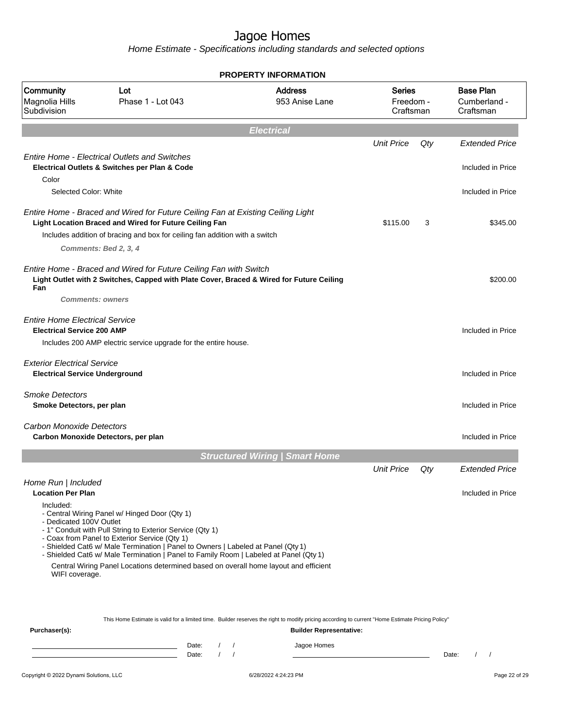# Jagoe Homes

*Home Estimate - Specifications including standards and selected options*

**PROPERTY INFORMATION**

| Community | Lot | Address | Series | Base Plan |
|---|---|---|---|---|
| Magnolia Hills Subdivision | Phase 1 - Lot 043 | 953 Anise Lane | Freedom - Craftsman | Cumberland - Craftsman |

## Electrical

| | Unit Price | Qty | Extended Price |
|---|---|---|---|
| *Entire Home - Electrical Outlets and Switches* | | | |
| **Electrical Outlets & Switches per Plan & Code** | | | Included in Price |
| Color | | | |
| Selected Color: White | | | Included in Price |
| *Entire Home - Braced and Wired for Future Ceiling Fan at Existing Ceiling Light* | | | |
| **Light Location Braced and Wired for Future Ceiling Fan** | $115.00 | 3 | $345.00 |
| Includes addition of bracing and box for ceiling fan addition with a switch | | | |
| ***Comments: Bed 2, 3, 4*** | | | |
| *Entire Home - Braced and Wired for Future Ceiling Fan with Switch* | | | |
| **Light Outlet with 2 Switches, Capped with Plate Cover, Braced & Wired for Future Ceiling Fan** | | | $200.00 |
| ***Comments: owners*** | | | |
| *Entire Home Electrical Service* | | | |
| **Electrical Service 200 AMP** | | | Included in Price |
| Includes 200 AMP electric service upgrade for the entire house. | | | |
| *Exterior Electrical Service* | | | |
| **Electrical Service Underground** | | | Included in Price |
| *Smoke Detectors* | | | |
| **Smoke Detectors, per plan** | | | Included in Price |
| *Carbon Monoxide Detectors* | | | |
| **Carbon Monoxide Detectors, per plan** | | | Included in Price |

## Structured Wiring | Smart Home

| | Unit Price | Qty | Extended Price |
|---|---|---|---|
| *Home Run \| Included* | | | |
| **Location Per Plan** | | | Included in Price |

Included:
- Central Wiring Panel w/ Hinged Door (Qty 1)
- Dedicated 100V Outlet
- 1" Conduit with Pull String to Exterior Service (Qty 1)
- Coax from Panel to Exterior Service (Qty 1)
- Shielded Cat6 w/ Male Termination | Panel to Owners | Labeled at Panel (Qty 1)
- Shielded Cat6 w/ Male Termination | Panel to Family Room | Labeled at Panel (Qty 1)

Central Wiring Panel Locations determined based on overall home layout and efficient WIFI coverage.

This Home Estimate is valid for a limited time. Builder reserves the right to modify pricing according to current "Home Estimate Pricing Policy"

**Purchaser(s):** Date: / / Date: / /

**Builder Representative:** Jagoe Homes Date: / /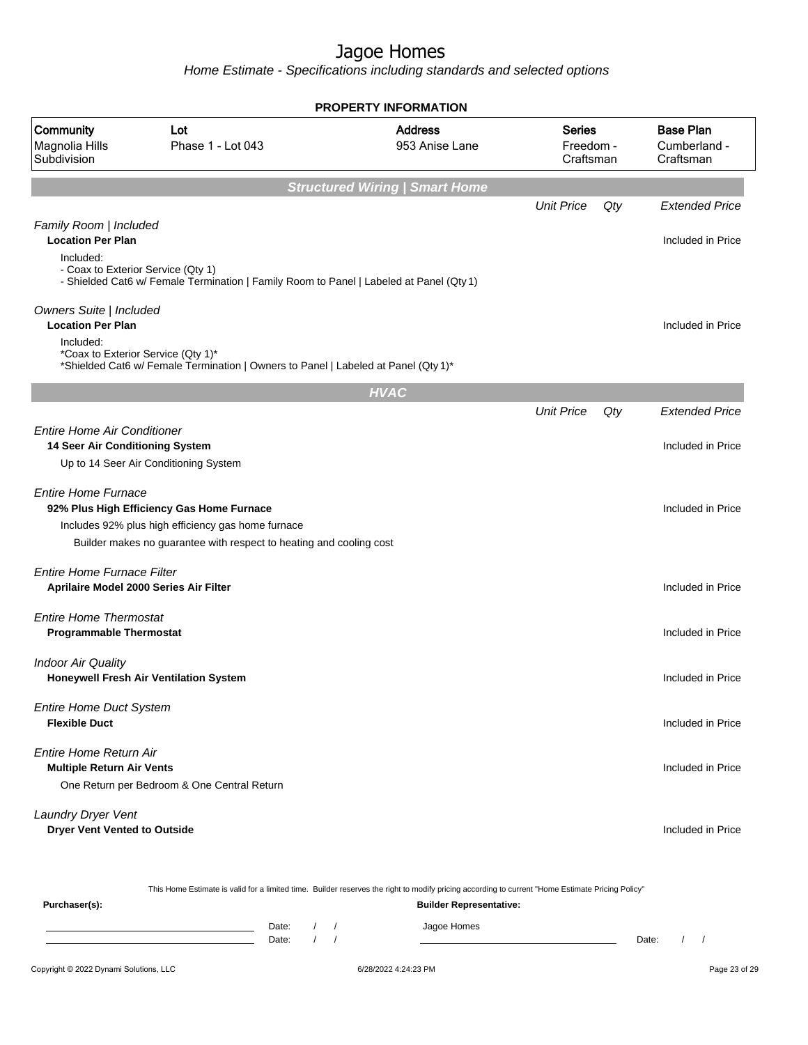# Jagoe Homes

*Home Estimate - Specifications including standards and selected options*

## PROPERTY INFORMATION

| Community | Lot | Address | Series | Base Plan |
|---|---|---|---|---|
| Magnolia Hills Subdivision | Phase 1 - Lot 043 | 953 Anise Lane | Freedom - Craftsman | Cumberland - Craftsman |

## Structured Wiring | Smart Home

| | Unit Price | Qty | Extended Price |
|---|---|---|---|
| *Family Room \| Included*<br>**Location Per Plan**<br>Included:<br>- Coax to Exterior Service (Qty 1)<br>- Shielded Cat6 w/ Female Termination \| Family Room to Panel \| Labeled at Panel (Qty 1) | | | Included in Price |
| *Owners Suite \| Included*<br>**Location Per Plan**<br>Included:<br>*Coax to Exterior Service (Qty 1)*<br>*Shielded Cat6 w/ Female Termination \| Owners to Panel \| Labeled at Panel (Qty 1)* | | | Included in Price |

## HVAC

| | Unit Price | Qty | Extended Price |
|---|---|---|---|
| *Entire Home Air Conditioner*<br>**14 Seer Air Conditioning System**<br>Up to 14 Seer Air Conditioning System | | | Included in Price |
| *Entire Home Furnace*<br>**92% Plus High Efficiency Gas Home Furnace**<br>Includes 92% plus high efficiency gas home furnace<br>Builder makes no guarantee with respect to heating and cooling cost | | | Included in Price |
| *Entire Home Furnace Filter*<br>**Aprilaire Model 2000 Series Air Filter** | | | Included in Price |
| *Entire Home Thermostat*<br>**Programmable Thermostat** | | | Included in Price |
| *Indoor Air Quality*<br>**Honeywell Fresh Air Ventilation System** | | | Included in Price |
| *Entire Home Duct System*<br>**Flexible Duct** | | | Included in Price |
| *Entire Home Return Air*<br>**Multiple Return Air Vents**<br>One Return per Bedroom & One Central Return | | | Included in Price |
| *Laundry Dryer Vent*<br>**Dryer Vent Vented to Outside** | | | Included in Price |

This Home Estimate is valid for a limited time. Builder reserves the right to modify pricing according to current "Home Estimate Pricing Policy"

**Purchaser(s):** Date: / / Date: / /

**Builder Representative:** Jagoe Homes Date: / /

Copyright © 2022 Dynami Solutions, LLC 6/28/2022 4:24:23 PM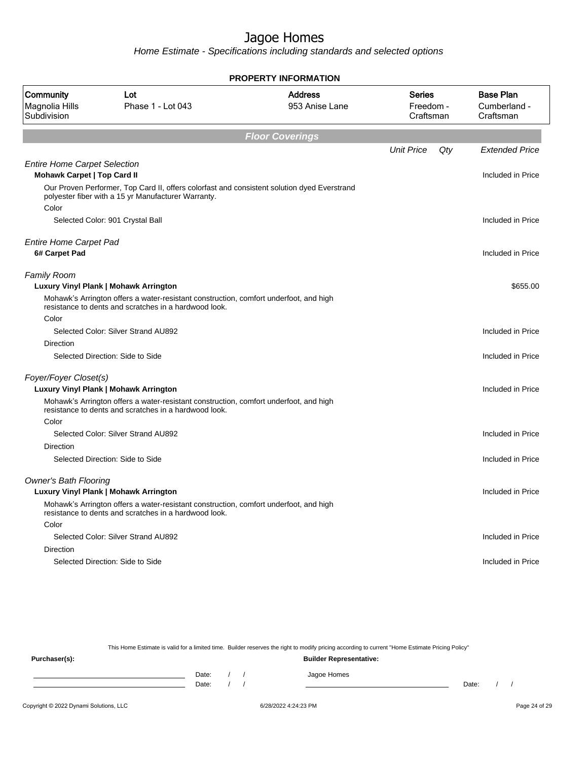# Jagoe Homes

*Home Estimate - Specifications including standards and selected options*

## PROPERTY INFORMATION

| Community | Lot | Address | Series | Base Plan |
|---|---|---|---|---|
| Magnolia Hills Subdivision | Phase 1 - Lot 043 | 953 Anise Lane | Freedom - Craftsman | Cumberland - Craftsman |

## Floor Coverings

| | Unit Price | Qty | Extended Price |
|---|---|---|---|
| *Entire Home Carpet Selection* | | | |
| **Mohawk Carpet \| Top Card II** | | | Included in Price |
| Our Proven Performer, Top Card II, offers colorfast and consistent solution dyed Everstrand polyester fiber with a 15 yr Manufacturer Warranty. | | | |
| Color | | | |
| Selected Color: 901 Crystal Ball | | | Included in Price |
| *Entire Home Carpet Pad* | | | |
| **6# Carpet Pad** | | | Included in Price |
| *Family Room* | | | |
| **Luxury Vinyl Plank \| Mohawk Arrington** | | | $655.00 |
| Mohawk's Arrington offers a water-resistant construction, comfort underfoot, and high resistance to dents and scratches in a hardwood look. | | | |
| Color | | | |
| Selected Color: Silver Strand AU892 | | | Included in Price |
| Direction | | | |
| Selected Direction: Side to Side | | | Included in Price |
| *Foyer/Foyer Closet(s)* | | | |
| **Luxury Vinyl Plank \| Mohawk Arrington** | | | Included in Price |
| Mohawk's Arrington offers a water-resistant construction, comfort underfoot, and high resistance to dents and scratches in a hardwood look. | | | |
| Color | | | |
| Selected Color: Silver Strand AU892 | | | Included in Price |
| Direction | | | |
| Selected Direction: Side to Side | | | Included in Price |
| *Owner's Bath Flooring* | | | |
| **Luxury Vinyl Plank \| Mohawk Arrington** | | | Included in Price |
| Mohawk's Arrington offers a water-resistant construction, comfort underfoot, and high resistance to dents and scratches in a hardwood look. | | | |
| Color | | | |
| Selected Color: Silver Strand AU892 | | | Included in Price |
| Direction | | | |
| Selected Direction: Side to Side | | | Included in Price |

This Home Estimate is valid for a limited time. Builder reserves the right to modify pricing according to current "Home Estimate Pricing Policy"

**Purchaser(s):**

Date: / /
Date: / /

**Builder Representative:**

Jagoe Homes

Date: / /

Copyright © 2022 Dynami Solutions, LLC 6/28/2022 4:24:23 PM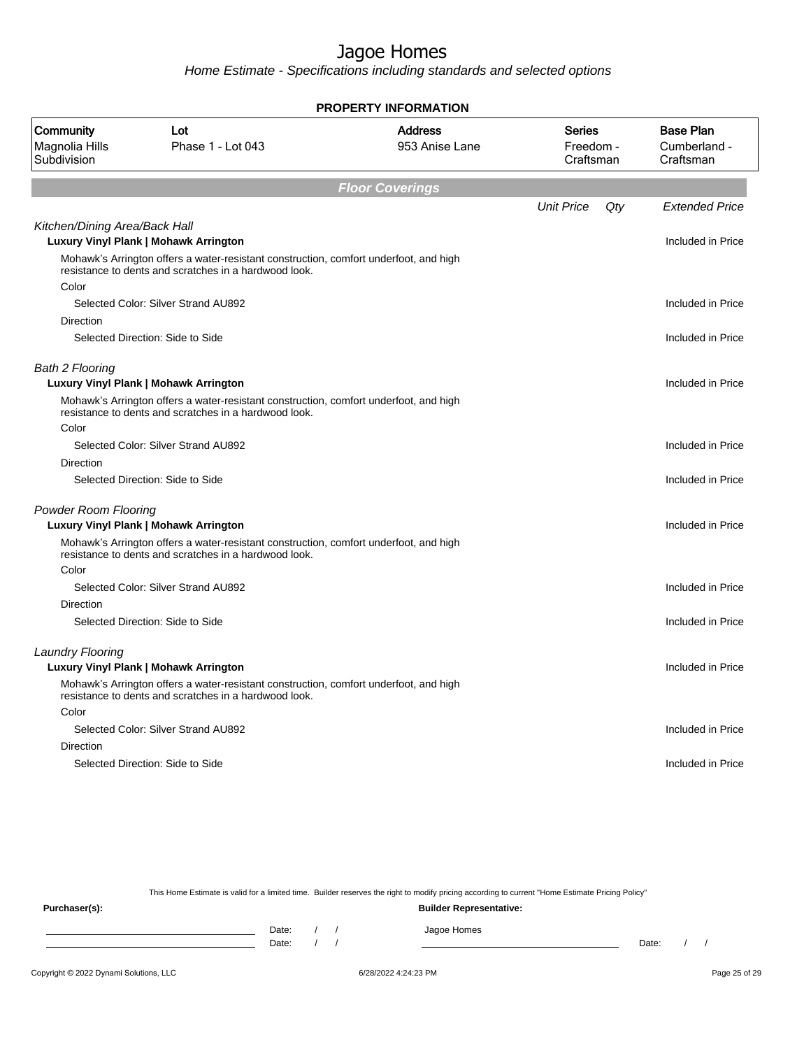# Jagoe Homes

*Home Estimate - Specifications including standards and selected options*

**PROPERTY INFORMATION**

| Community | Lot | Address | Series | Base Plan |
|---|---|---|---|---|
| Magnolia Hills Subdivision | Phase 1 - Lot 043 | 953 Anise Lane | Freedom - Craftsman | Cumberland - Craftsman |

## Floor Coverings

| | Unit Price | Qty | Extended Price |
|---|---|---|---|
| *Kitchen/Dining Area/Back Hall* | | | |
| **Luxury Vinyl Plank \| Mohawk Arrington** | | | Included in Price |
| Mohawk's Arrington offers a water-resistant construction, comfort underfoot, and high resistance to dents and scratches in a hardwood look. | | | |
| Color | | | |
| Selected Color: Silver Strand AU892 | | | Included in Price |
| Direction | | | |
| Selected Direction: Side to Side | | | Included in Price |
| *Bath 2 Flooring* | | | |
| **Luxury Vinyl Plank \| Mohawk Arrington** | | | Included in Price |
| Mohawk's Arrington offers a water-resistant construction, comfort underfoot, and high resistance to dents and scratches in a hardwood look. | | | |
| Color | | | |
| Selected Color: Silver Strand AU892 | | | Included in Price |
| Direction | | | |
| Selected Direction: Side to Side | | | Included in Price |
| *Powder Room Flooring* | | | |
| **Luxury Vinyl Plank \| Mohawk Arrington** | | | Included in Price |
| Mohawk's Arrington offers a water-resistant construction, comfort underfoot, and high resistance to dents and scratches in a hardwood look. | | | |
| Color | | | |
| Selected Color: Silver Strand AU892 | | | Included in Price |
| Direction | | | |
| Selected Direction: Side to Side | | | Included in Price |
| *Laundry Flooring* | | | |
| **Luxury Vinyl Plank \| Mohawk Arrington** | | | Included in Price |
| Mohawk's Arrington offers a water-resistant construction, comfort underfoot, and high resistance to dents and scratches in a hardwood look. | | | |
| Color | | | |
| Selected Color: Silver Strand AU892 | | | Included in Price |
| Direction | | | |
| Selected Direction: Side to Side | | | Included in Price |

This Home Estimate is valid for a limited time. Builder reserves the right to modify pricing according to current "Home Estimate Pricing Policy"

**Purchaser(s):**

Date: / /

Date: / /

**Builder Representative:**

Jagoe Homes

Date: / /

Copyright © 2022 Dynami Solutions, LLC — 6/28/2022 4:24:23 PM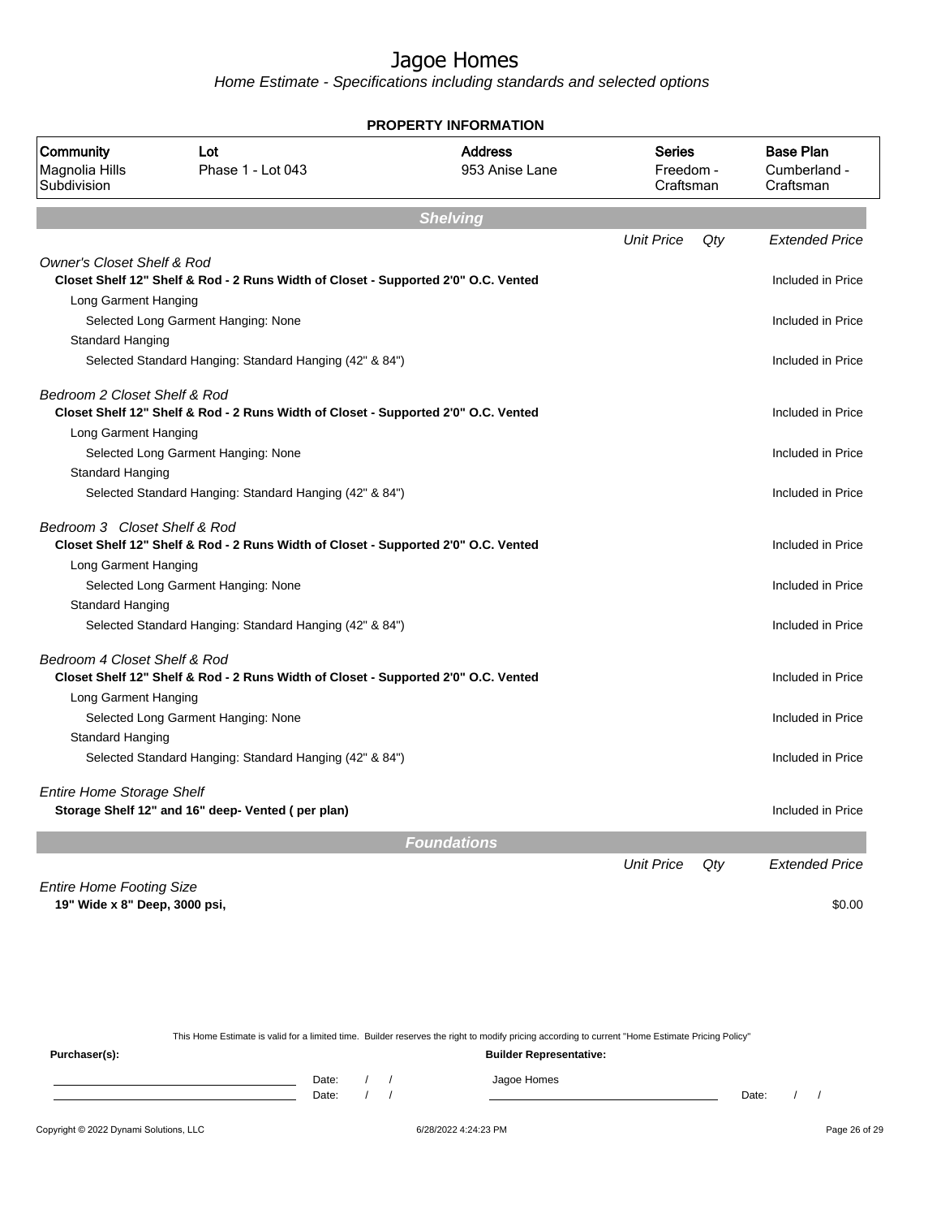# Jagoe Homes

*Home Estimate - Specifications including standards and selected options*

**PROPERTY INFORMATION**

| Community | Lot | Address | Series | Base Plan |
|---|---|---|---|---|
| Magnolia Hills Subdivision | Phase 1 - Lot 043 | 953 Anise Lane | Freedom - Craftsman | Cumberland - Craftsman |

## Shelving

| | Unit Price | Qty | Extended Price |
|---|---|---|---|
| *Owner's Closet Shelf & Rod* | | | |
| **Closet Shelf 12" Shelf & Rod - 2 Runs Width of Closet - Supported 2'0" O.C. Vented** | | | Included in Price |
| Long Garment Hanging | | | |
| Selected Long Garment Hanging: None | | | Included in Price |
| Standard Hanging | | | |
| Selected Standard Hanging: Standard Hanging (42" & 84") | | | Included in Price |
| *Bedroom 2 Closet Shelf & Rod* | | | |
| **Closet Shelf 12" Shelf & Rod - 2 Runs Width of Closet - Supported 2'0" O.C. Vented** | | | Included in Price |
| Long Garment Hanging | | | |
| Selected Long Garment Hanging: None | | | Included in Price |
| Standard Hanging | | | |
| Selected Standard Hanging: Standard Hanging (42" & 84") | | | Included in Price |
| *Bedroom 3 Closet Shelf & Rod* | | | |
| **Closet Shelf 12" Shelf & Rod - 2 Runs Width of Closet - Supported 2'0" O.C. Vented** | | | Included in Price |
| Long Garment Hanging | | | |
| Selected Long Garment Hanging: None | | | Included in Price |
| Standard Hanging | | | |
| Selected Standard Hanging: Standard Hanging (42" & 84") | | | Included in Price |
| *Bedroom 4 Closet Shelf & Rod* | | | |
| **Closet Shelf 12" Shelf & Rod - 2 Runs Width of Closet - Supported 2'0" O.C. Vented** | | | Included in Price |
| Long Garment Hanging | | | |
| Selected Long Garment Hanging: None | | | Included in Price |
| Standard Hanging | | | |
| Selected Standard Hanging: Standard Hanging (42" & 84") | | | Included in Price |
| *Entire Home Storage Shelf* | | | |
| **Storage Shelf 12" and 16" deep- Vented ( per plan)** | | | Included in Price |

## Foundations

| | Unit Price | Qty | Extended Price |
|---|---|---|---|
| *Entire Home Footing Size* | | | |
| **19" Wide x 8" Deep, 3000 psi,** | | | $0.00 |

This Home Estimate is valid for a limited time. Builder reserves the right to modify pricing according to current "Home Estimate Pricing Policy"

**Purchaser(s):** **Builder Representative:**

Date: / / Jagoe Homes

Date: / / Date: / /

Copyright © 2022 Dynami Solutions, LLC 6/28/2022 4:24:23 PM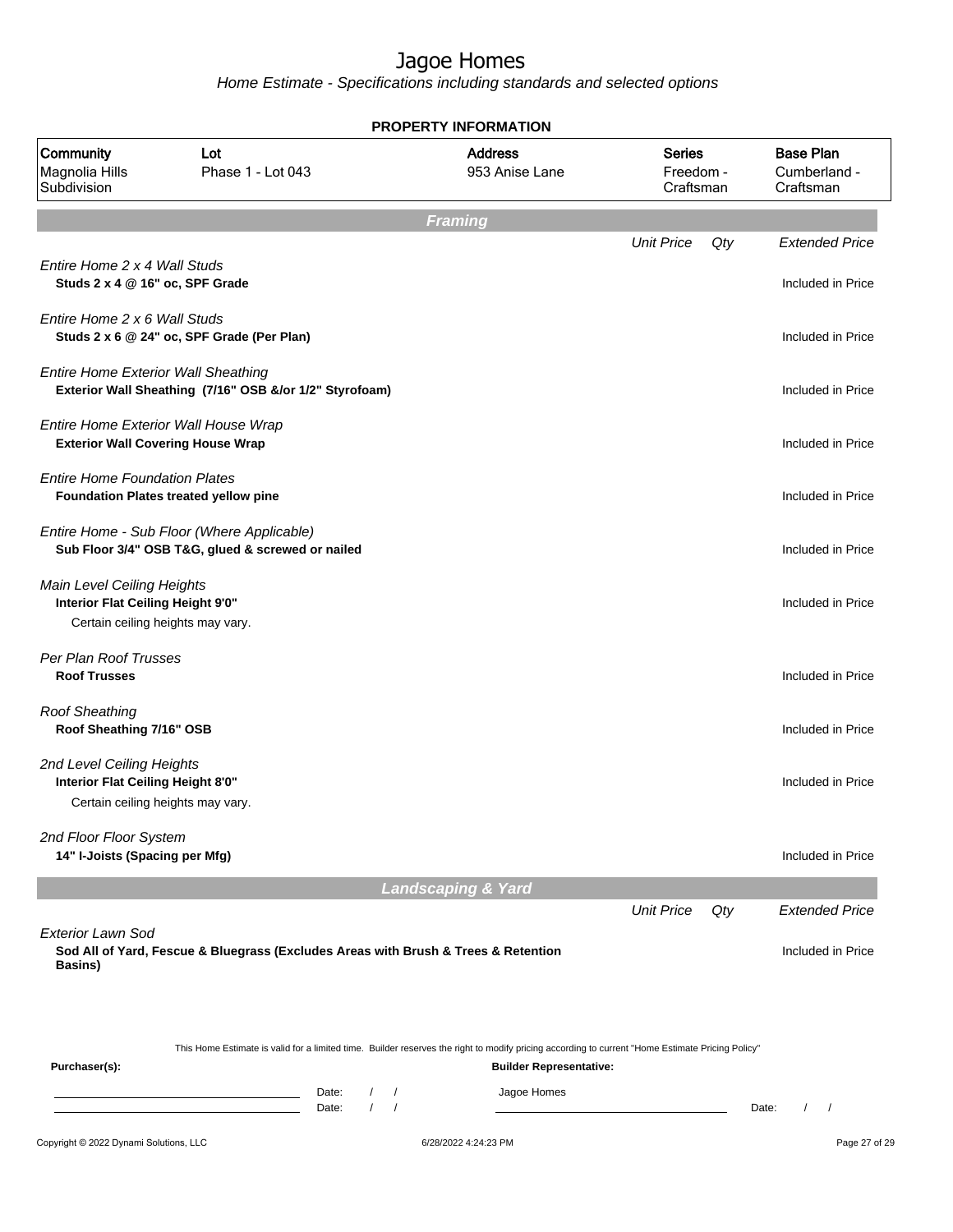# Jagoe Homes

*Home Estimate - Specifications including standards and selected options*

## PROPERTY INFORMATION

| Community | Lot | Address | Series | Base Plan |
|---|---|---|---|---|
| Magnolia Hills Subdivision | Phase 1 - Lot 043 | 953 Anise Lane | Freedom - Craftsman | Cumberland - Craftsman |

## Framing

| | Unit Price | Qty | Extended Price |
|---|---|---|---|
| *Entire Home 2 x 4 Wall Studs*<br>**Studs 2 x 4 @ 16" oc, SPF Grade** | | | Included in Price |
| *Entire Home 2 x 6 Wall Studs*<br>**Studs 2 x 6 @ 24" oc, SPF Grade (Per Plan)** | | | Included in Price |
| *Entire Home Exterior Wall Sheathing*<br>**Exterior Wall Sheathing (7/16" OSB &/or 1/2" Styrofoam)** | | | Included in Price |
| *Entire Home Exterior Wall House Wrap*<br>**Exterior Wall Covering House Wrap** | | | Included in Price |
| *Entire Home Foundation Plates*<br>**Foundation Plates treated yellow pine** | | | Included in Price |
| *Entire Home - Sub Floor (Where Applicable)*<br>**Sub Floor 3/4" OSB T&G, glued & screwed or nailed** | | | Included in Price |
| *Main Level Ceiling Heights*<br>**Interior Flat Ceiling Height 9'0"**<br>Certain ceiling heights may vary. | | | Included in Price |
| *Per Plan Roof Trusses*<br>**Roof Trusses** | | | Included in Price |
| *Roof Sheathing*<br>**Roof Sheathing 7/16" OSB** | | | Included in Price |
| *2nd Level Ceiling Heights*<br>**Interior Flat Ceiling Height 8'0"**<br>Certain ceiling heights may vary. | | | Included in Price |
| *2nd Floor Floor System*<br>**14" I-Joists (Spacing per Mfg)** | | | Included in Price |

## Landscaping & Yard

| | Unit Price | Qty | Extended Price |
|---|---|---|---|
| *Exterior Lawn Sod*<br>**Sod All of Yard, Fescue & Bluegrass (Excludes Areas with Brush & Trees & Retention Basins)** | | | Included in Price |

This Home Estimate is valid for a limited time. Builder reserves the right to modify pricing according to current "Home Estimate Pricing Policy"

**Purchaser(s):**

\_\_\_\_\_\_\_\_\_\_\_\_\_\_\_\_\_\_\_\_ Date: / /

\_\_\_\_\_\_\_\_\_\_\_\_\_\_\_\_\_\_\_\_ Date: / /

**Builder Representative:**

Jagoe Homes

\_\_\_\_\_\_\_\_\_\_\_\_\_\_\_\_\_\_\_\_ Date: / /

Copyright © 2022 Dynami Solutions, LLC — 6/28/2022 4:24:23 PM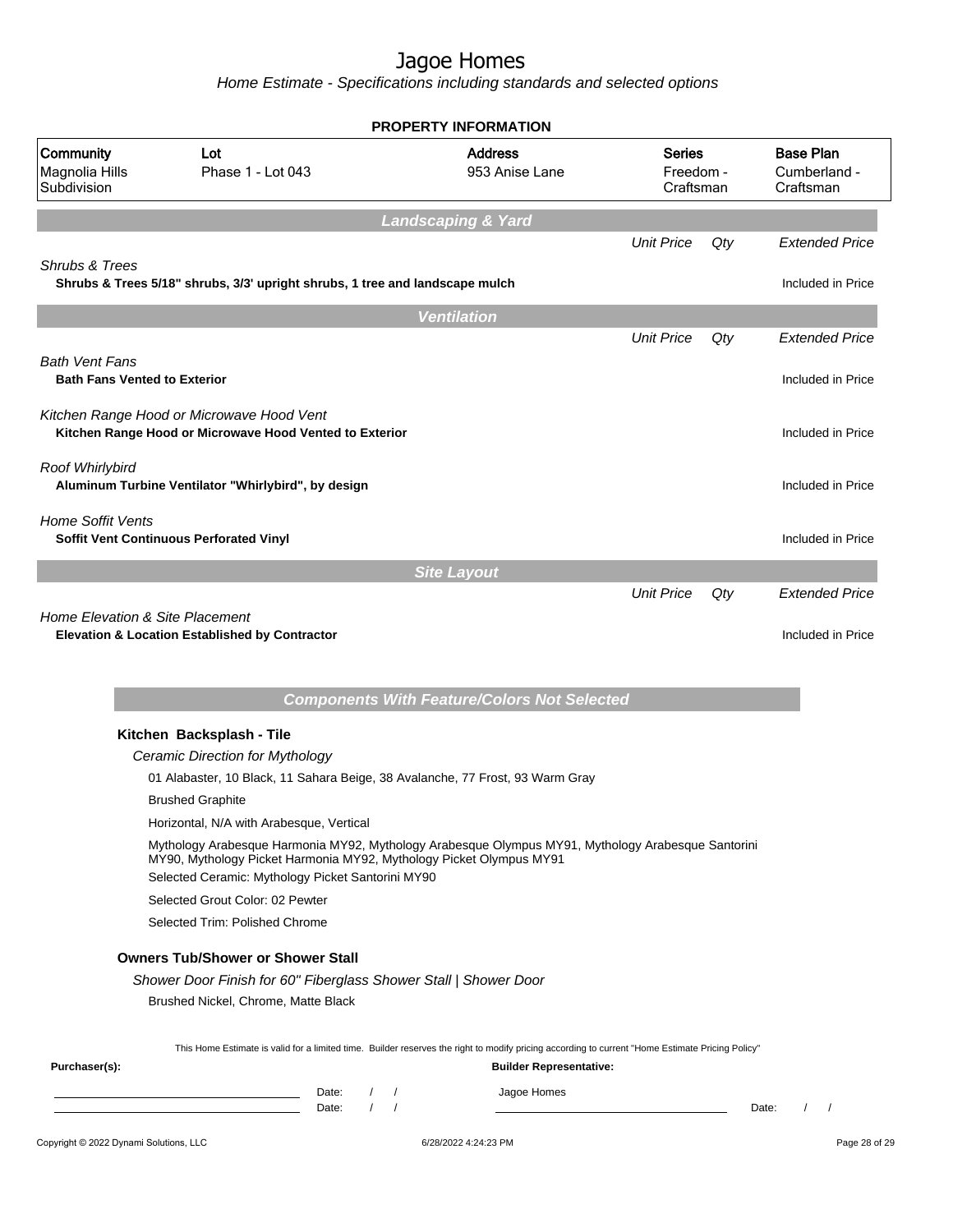# Jagoe Homes

*Home Estimate - Specifications including standards and selected options*

## PROPERTY INFORMATION

| Community | Lot | Address | Series | Base Plan |
|---|---|---|---|---|
| Magnolia Hills Subdivision | Phase 1 - Lot 043 | 953 Anise Lane | Freedom - Craftsman | Cumberland - Craftsman |

## Landscaping & Yard

| | Unit Price | Qty | Extended Price |
|---|---|---|---|
| *Shrubs & Trees* | | | |
| **Shrubs & Trees 5/18" shrubs, 3/3' upright shrubs, 1 tree and landscape mulch** | | | Included in Price |

## Ventilation

| | Unit Price | Qty | Extended Price |
|---|---|---|---|
| *Bath Vent Fans* | | | |
| **Bath Fans Vented to Exterior** | | | Included in Price |
| *Kitchen Range Hood or Microwave Hood Vent* | | | |
| **Kitchen Range Hood or Microwave Hood Vented to Exterior** | | | Included in Price |
| *Roof Whirlybird* | | | |
| **Aluminum Turbine Ventilator "Whirlybird", by design** | | | Included in Price |
| *Home Soffit Vents* | | | |
| **Soffit Vent Continuous Perforated Vinyl** | | | Included in Price |

## Site Layout

| | Unit Price | Qty | Extended Price |
|---|---|---|---|
| *Home Elevation & Site Placement* | | | |
| **Elevation & Location Established by Contractor** | | | Included in Price |

## Components With Feature/Colors Not Selected

### Kitchen Backsplash - Tile

*Ceramic Direction for Mythology*

01 Alabaster, 10 Black, 11 Sahara Beige, 38 Avalanche, 77 Frost, 93 Warm Gray

Brushed Graphite

Horizontal, N/A with Arabesque, Vertical

Mythology Arabesque Harmonia MY92, Mythology Arabesque Olympus MY91, Mythology Arabesque Santorini MY90, Mythology Picket Harmonia MY92, Mythology Picket Olympus MY91

Selected Ceramic: Mythology Picket Santorini MY90

Selected Grout Color: 02 Pewter

Selected Trim: Polished Chrome

### Owners Tub/Shower or Shower Stall

*Shower Door Finish for 60" Fiberglass Shower Stall | Shower Door*

Brushed Nickel, Chrome, Matte Black

This Home Estimate is valid for a limited time. Builder reserves the right to modify pricing according to current "Home Estimate Pricing Policy"

**Purchaser(s):** ______________________ Date: / / 
______________________ Date: / /

**Builder Representative:** Jagoe Homes ______________________ Date: / /

Copyright © 2022 Dynami Solutions, LLC — 6/28/2022 4:24:23 PM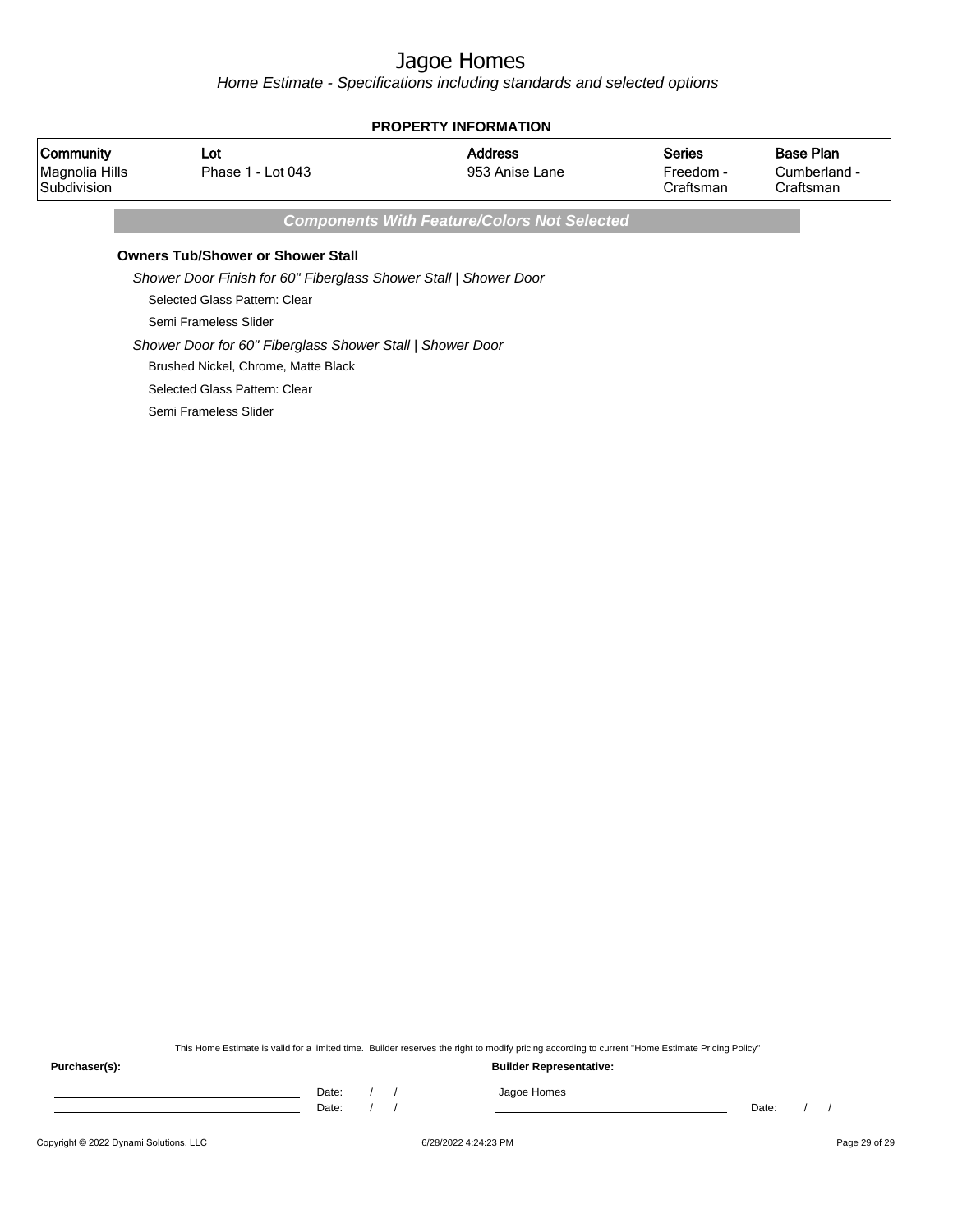# Jagoe Homes

*Home Estimate - Specifications including standards and selected options*

**PROPERTY INFORMATION**

| Community | Lot | Address | Series | Base Plan |
|---|---|---|---|---|
| Magnolia Hills Subdivision | Phase 1 - Lot 043 | 953 Anise Lane | Freedom - Craftsman | Cumberland - Craftsman |

## Components With Feature/Colors Not Selected

**Owners Tub/Shower or Shower Stall**

*Shower Door Finish for 60" Fiberglass Shower Stall | Shower Door*

Selected Glass Pattern: Clear

Semi Frameless Slider

*Shower Door for 60" Fiberglass Shower Stall | Shower Door*

Brushed Nickel, Chrome, Matte Black

Selected Glass Pattern: Clear

Semi Frameless Slider

This Home Estimate is valid for a limited time. Builder reserves the right to modify pricing according to current "Home Estimate Pricing Policy"

**Purchaser(s):**

Date: / /

Date: / /

**Builder Representative:**

Jagoe Homes

Date: / /